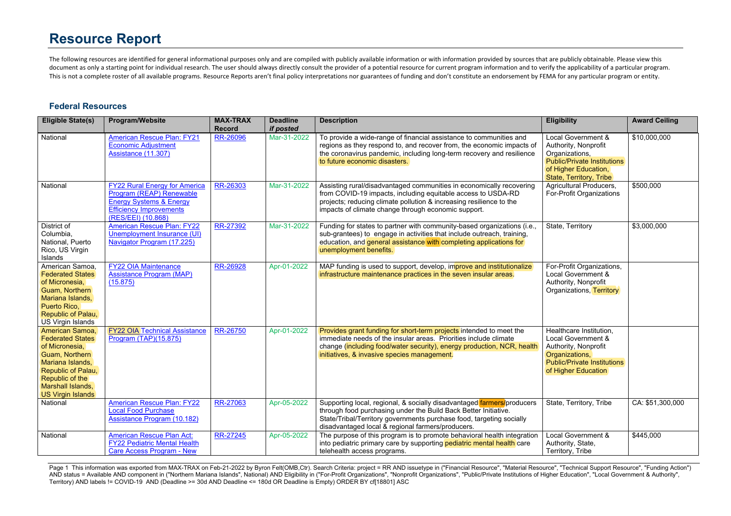# Resource Report

The following resources are identified for general informational purposes only and are compiled with publicly available information or with information provided by sources that are publicly obtainable. Please view this document as only a starting point for individual research. The user should always directly consult the provider of a potential resource for current program information and to verify the applicability of a particular program. This is not a complete roster of all available programs. Resource Reports aren't final policy interpretations nor guarantees of funding and don't constitute an endorsement by FEMA for any particular program or entity.

## Federal Resources

| Eligible State(s) | Program/Website | MAX-TRAX Record | Deadline *if posted* | Description | Eligibility | Award Ceiling |
|---|---|---|---|---|---|---|
| National | American Rescue Plan: FY21 Economic Adjustment Assistance (11.307) | RR-26096 | Mar-31-2022 | To provide a wide-range of financial assistance to communities and regions as they respond to, and recover from, the economic impacts of the coronavirus pandemic, including long-term recovery and resilience to future economic disasters. | Local Government & Authority, Nonprofit Organizations, Public/Private Institutions of Higher Education, State, Territory, Tribe | $10,000,000 |
| National | FY22 Rural Energy for America Program (REAP) Renewable Energy Systems & Energy Efficiency Improvements (RES/EEI) (10.868) | RR-26303 | Mar-31-2022 | Assisting rural/disadvantaged communities in economically recovering from COVID-19 impacts, including equitable access to USDA-RD projects; reducing climate pollution & increasing resilience to the impacts of climate change through economic support. | Agricultural Producers, For-Profit Organizations | $500,000 |
| District of Columbia, National, Puerto Rico, US Virgin Islands | American Rescue Plan: FY22 Unemployment Insurance (UI) Navigator Program (17.225) | RR-27392 | Mar-31-2022 | Funding for states to partner with community-based organizations (i.e., sub-grantees) to engage in activities that include outreach, training, education, and general assistance with completing applications for unemployment benefits. | State, Territory | $3,000,000 |
| American Samoa, Federated States of Micronesia, Guam, Northern Mariana Islands, Puerto Rico, Republic of Palau, US Virgin Islands | FY22 OIA Maintenance Assistance Program (MAP) (15.875) | RR-26928 | Apr-01-2022 | MAP funding is used to support, develop, improve and institutionalize infrastructure maintenance practices in the seven insular areas. | For-Profit Organizations, Local Government & Authority, Nonprofit Organizations, Territory | |
| American Samoa, Federated States of Micronesia, Guam, Northern Mariana Islands, Republic of Palau, Republic of the Marshall Islands, US Virgin Islands | FY22 OIA Technical Assistance Program (TAP)(15.875) | RR-26750 | Apr-01-2022 | Provides grant funding for short-term projects intended to meet the immediate needs of the insular areas. Priorities include climate change (including food/water security), energy production, NCR, health initiatives, & invasive species management. | Healthcare Institution, Local Government & Authority, Nonprofit Organizations, Public/Private Institutions of Higher Education | |
| National | American Rescue Plan: FY22 Local Food Purchase Assistance Program (10.182) | RR-27063 | Apr-05-2022 | Supporting local, regional, & socially disadvantaged farmers/producers through food purchasing under the Build Back Better Initiative. State/Tribal/Territory governments purchase food, targeting socially disadvantaged local & regional farmers/producers. | State, Territory, Tribe | CA: $51,300,000 |
| National | American Rescue Plan Act: FY22 Pediatric Mental Health Care Access Program - New | RR-27245 | Apr-05-2022 | The purpose of this program is to promote behavioral health integration into pediatric primary care by supporting pediatric mental health care telehealth access programs. | Local Government & Authority, State, Territory, Tribe | $445,000 |

Page 1 This information was exported from MAX-TRAX on Feb-21-2022 by Byron Felt(OMB,Ctr). Search Criteria: project = RR AND issuetype in ("Financial Resource", "Material Resource", "Technical Support Resource", "Funding Action") AND status = Available AND component in ("Northern Mariana Islands", National) AND Eligibility in ("For-Profit Organizations", "Nonprofit Organizations", "Public/Private Institutions of Higher Education", "Local Government & Authority", Territory) AND labels != COVID-19 AND (Deadline >= 30d AND Deadline <= 180d OR Deadline is Empty) ORDER BY cf[18801] ASC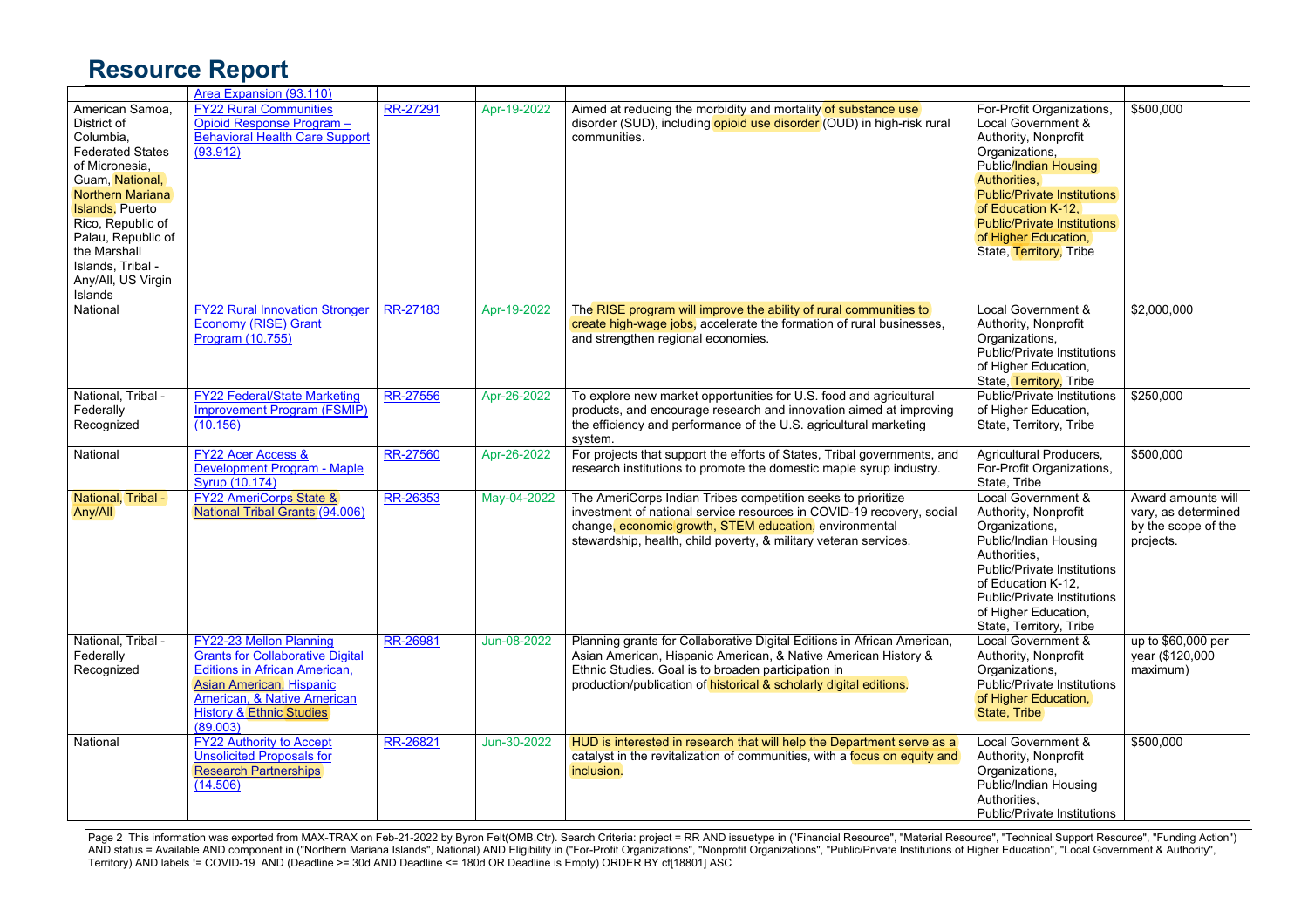# Resource Report

| | | | | | | |
|---|---|---|---|---|---|---|
| | Area Expansion (93.110) | | | | | |
| American Samoa, District of Columbia, Federated States of Micronesia, Guam, National, Northern Mariana Islands, Puerto Rico, Republic of Palau, Republic of the Marshall Islands, Tribal - Any/All, US Virgin Islands | FY22 Rural Communities Opioid Response Program – Behavioral Health Care Support (93.912) | RR-27291 | Apr-19-2022 | Aimed at reducing the morbidity and mortality of substance use disorder (SUD), including opioid use disorder (OUD) in high-risk rural communities. | For-Profit Organizations, Local Government & Authority, Nonprofit Organizations, Public/Indian Housing Authorities, Public/Private Institutions of Education K-12, Public/Private Institutions of Higher Education, State, Territory, Tribe | $500,000 |
| National | FY22 Rural Innovation Stronger Economy (RISE) Grant Program (10.755) | RR-27183 | Apr-19-2022 | The RISE program will improve the ability of rural communities to create high-wage jobs, accelerate the formation of rural businesses, and strengthen regional economies. | Local Government & Authority, Nonprofit Organizations, Public/Private Institutions of Higher Education, State, Territory, Tribe | $2,000,000 |
| National, Tribal - Federally Recognized | FY22 Federal/State Marketing Improvement Program (FSMIP) (10.156) | RR-27556 | Apr-26-2022 | To explore new market opportunities for U.S. food and agricultural products, and encourage research and innovation aimed at improving the efficiency and performance of the U.S. agricultural marketing system. | Public/Private Institutions of Higher Education, State, Territory, Tribe | $250,000 |
| National | FY22 Acer Access & Development Program - Maple Syrup (10.174) | RR-27560 | Apr-26-2022 | For projects that support the efforts of States, Tribal governments, and research institutions to promote the domestic maple syrup industry. | Agricultural Producers, For-Profit Organizations, State, Tribe | $500,000 |
| National, Tribal - Any/All | FY22 AmeriCorps State & National Tribal Grants (94.006) | RR-26353 | May-04-2022 | The AmeriCorps Indian Tribes competition seeks to prioritize investment of national service resources in COVID-19 recovery, social change, economic growth, STEM education, environmental stewardship, health, child poverty, & military veteran services. | Local Government & Authority, Nonprofit Organizations, Public/Indian Housing Authorities, Public/Private Institutions of Education K-12, Public/Private Institutions of Higher Education, State, Territory, Tribe | Award amounts will vary, as determined by the scope of the projects. |
| National, Tribal - Federally Recognized | FY22-23 Mellon Planning Grants for Collaborative Digital Editions in African American, Asian American, Hispanic American, & Native American History & Ethnic Studies (89.003) | RR-26981 | Jun-08-2022 | Planning grants for Collaborative Digital Editions in African American, Asian American, Hispanic American, & Native American History & Ethnic Studies. Goal is to broaden participation in production/publication of historical & scholarly digital editions. | Local Government & Authority, Nonprofit Organizations, Public/Private Institutions of Higher Education, State, Tribe | up to $60,000 per year ($120,000 maximum) |
| National | FY22 Authority to Accept Unsolicited Proposals for Research Partnerships (14.506) | RR-26821 | Jun-30-2022 | HUD is interested in research that will help the Department serve as a catalyst in the revitalization of communities, with a focus on equity and inclusion. | Local Government & Authority, Nonprofit Organizations, Public/Indian Housing Authorities, Public/Private Institutions | $500,000 |

Page 2 This information was exported from MAX-TRAX on Feb-21-2022 by Byron Felt(OMB,Ctr). Search Criteria: project = RR AND issuetype in ("Financial Resource", "Material Resource", "Technical Support Resource", "Funding Action") AND status = Available AND component in ("Northern Mariana Islands", National) AND Eligibility in ("For-Profit Organizations", "Nonprofit Organizations", "Public/Private Institutions of Higher Education", "Local Government & Authority", Territory) AND labels != COVID-19 AND (Deadline >= 30d AND Deadline <= 180d OR Deadline is Empty) ORDER BY cf[18801] ASC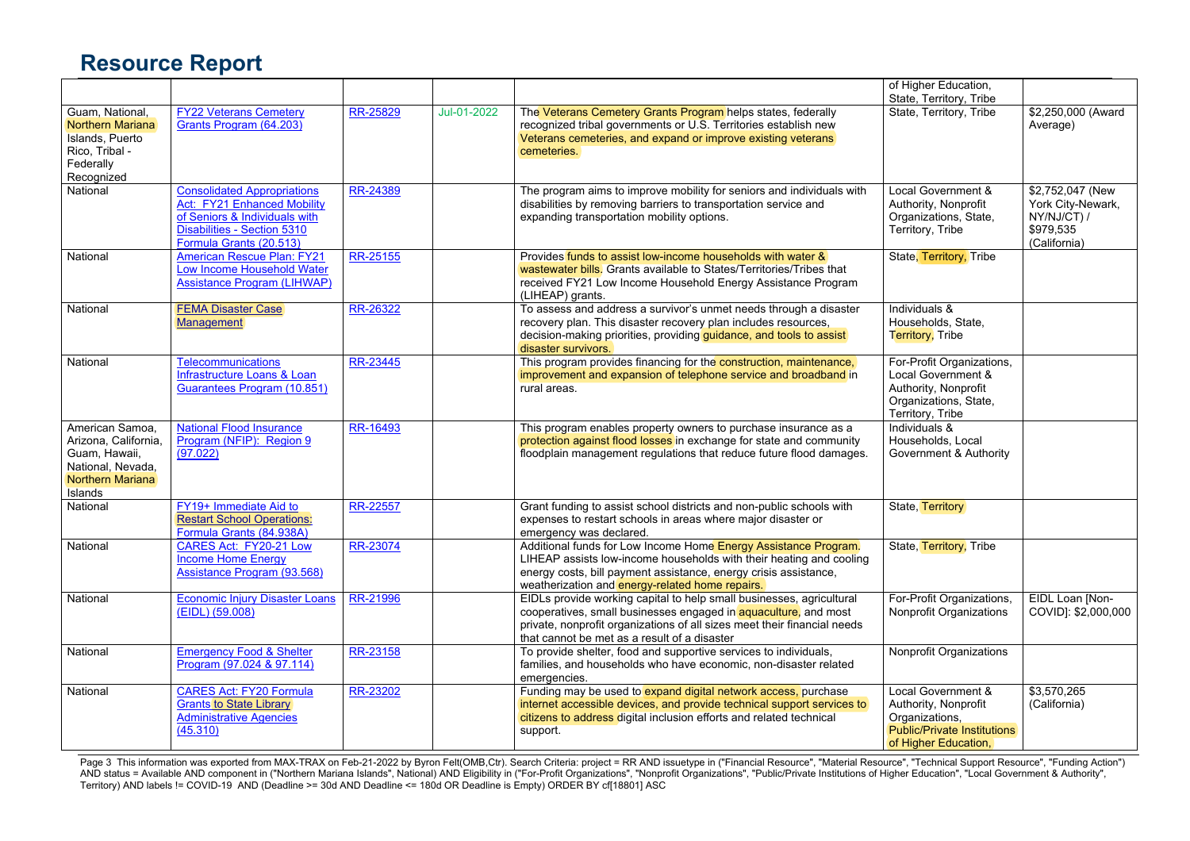# Resource Report

| | | | | | | |
|---|---|---|---|---|---|---|
| | | | | | of Higher Education, State, Territory, Tribe | |
| Guam, National, Northern Mariana Islands, Puerto Rico, Tribal - Federally Recognized | FY22 Veterans Cemetery Grants Program (64.203) | RR-25829 | Jul-01-2022 | The Veterans Cemetery Grants Program helps states, federally recognized tribal governments or U.S. Territories establish new Veterans cemeteries, and expand or improve existing veterans cemeteries. | State, Territory, Tribe | $2,250,000 (Award Average) |
| National | Consolidated Appropriations Act: FY21 Enhanced Mobility of Seniors & Individuals with Disabilities - Section 5310 Formula Grants (20.513) | RR-24389 | | The program aims to improve mobility for seniors and individuals with disabilities by removing barriers to transportation service and expanding transportation mobility options. | Local Government & Authority, Nonprofit Organizations, State, Territory, Tribe | $2,752,047 (New York City-Newark, NY/NJ/CT) / $979,535 (California) |
| National | American Rescue Plan: FY21 Low Income Household Water Assistance Program (LIHWAP) | RR-25155 | | Provides funds to assist low-income households with water & wastewater bills. Grants available to States/Territories/Tribes that received FY21 Low Income Household Energy Assistance Program (LIHEAP) grants. | State, Territory, Tribe | |
| National | FEMA Disaster Case Management | RR-26322 | | To assess and address a survivor's unmet needs through a disaster recovery plan. This disaster recovery plan includes resources, decision-making priorities, providing guidance, and tools to assist disaster survivors. | Individuals & Households, State, Territory, Tribe | |
| National | Telecommunications Infrastructure Loans & Loan Guarantees Program (10.851) | RR-23445 | | This program provides financing for the construction, maintenance, improvement and expansion of telephone service and broadband in rural areas. | For-Profit Organizations, Local Government & Authority, Nonprofit Organizations, State, Territory, Tribe | |
| American Samoa, Arizona, California, Guam, Hawaii, National, Nevada, Northern Mariana Islands | National Flood Insurance Program (NFIP): Region 9 (97.022) | RR-16493 | | This program enables property owners to purchase insurance as a protection against flood losses in exchange for state and community floodplain management regulations that reduce future flood damages. | Individuals & Households, Local Government & Authority | |
| National | FY19+ Immediate Aid to Restart School Operations: Formula Grants (84.938A) | RR-22557 | | Grant funding to assist school districts and non-public schools with expenses to restart schools in areas where major disaster or emergency was declared. | State, Territory | |
| National | CARES Act: FY20-21 Low Income Home Energy Assistance Program (93.568) | RR-23074 | | Additional funds for Low Income Home Energy Assistance Program. LIHEAP assists low-income households with their heating and cooling energy costs, bill payment assistance, energy crisis assistance, weatherization and energy-related home repairs. | State, Territory, Tribe | |
| National | Economic Injury Disaster Loans (EIDL) (59.008) | RR-21996 | | EIDLs provide working capital to help small businesses, agricultural cooperatives, small businesses engaged in aquaculture, and most private, nonprofit organizations of all sizes meet their financial needs that cannot be met as a result of a disaster | For-Profit Organizations, Nonprofit Organizations | EIDL Loan [Non-COVID]: $2,000,000 |
| National | Emergency Food & Shelter Program (97.024 & 97.114) | RR-23158 | | To provide shelter, food and supportive services to individuals, families, and households who have economic, non-disaster related emergencies. | Nonprofit Organizations | |
| National | CARES Act: FY20 Formula Grants to State Library Administrative Agencies (45.310) | RR-23202 | | Funding may be used to expand digital network access, purchase internet accessible devices, and provide technical support services to citizens to address digital inclusion efforts and related technical support. | Local Government & Authority, Nonprofit Organizations, Public/Private Institutions of Higher Education, | $3,570,265 (California) |

Page 3 This information was exported from MAX-TRAX on Feb-21-2022 by Byron Felt(OMB,Ctr). Search Criteria: project = RR AND issuetype in ("Financial Resource", "Material Resource", "Technical Support Resource", "Funding Action") AND status = Available AND component in ("Northern Mariana Islands", National) AND Eligibility in ("For-Profit Organizations", "Nonprofit Organizations", "Public/Private Institutions of Higher Education", "Local Government & Authority", Territory) AND labels != COVID-19 AND (Deadline >= 30d AND Deadline <= 180d OR Deadline is Empty) ORDER BY cf[18801] ASC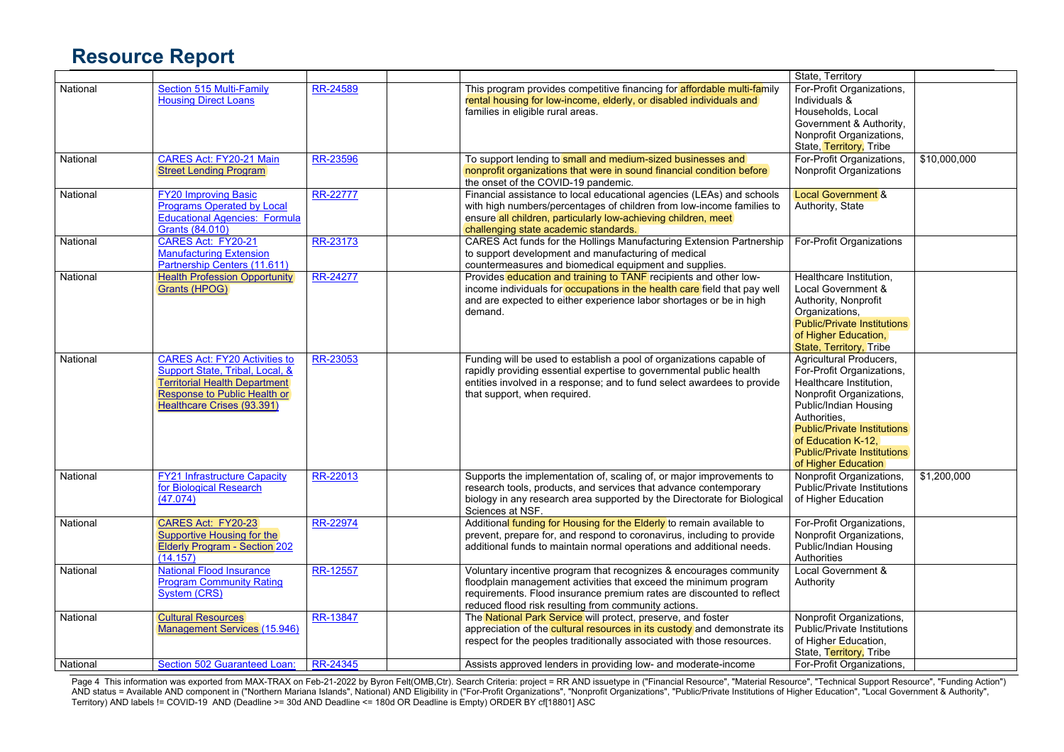# Resource Report

| | | | | | | |
|---|---|---|---|---|---|---|
| | | | | | State, Territory | |
| National | Section 515 Multi-Family Housing Direct Loans | RR-24589 | | This program provides competitive financing for affordable multi-family rental housing for low-income, elderly, or disabled individuals and families in eligible rural areas. | For-Profit Organizations, Individuals & Households, Local Government & Authority, Nonprofit Organizations, State, Territory, Tribe | |
| National | CARES Act: FY20-21 Main Street Lending Program | RR-23596 | | To support lending to small and medium-sized businesses and nonprofit organizations that were in sound financial condition before the onset of the COVID-19 pandemic. | For-Profit Organizations, Nonprofit Organizations | $10,000,000 |
| National | FY20 Improving Basic Programs Operated by Local Educational Agencies: Formula Grants (84.010) | RR-22777 | | Financial assistance to local educational agencies (LEAs) and schools with high numbers/percentages of children from low-income families to ensure all children, particularly low-achieving children, meet challenging state academic standards. | Local Government & Authority, State | |
| National | CARES Act: FY20-21 Manufacturing Extension Partnership Centers (11.611) | RR-23173 | | CARES Act funds for the Hollings Manufacturing Extension Partnership to support development and manufacturing of medical countermeasures and biomedical equipment and supplies. | For-Profit Organizations | |
| National | Health Profession Opportunity Grants (HPOG) | RR-24277 | | Provides education and training to TANF recipients and other low-income individuals for occupations in the health care field that pay well and are expected to either experience labor shortages or be in high demand. | Healthcare Institution, Local Government & Authority, Nonprofit Organizations, Public/Private Institutions of Higher Education, State, Territory, Tribe | |
| National | CARES Act: FY20 Activities to Support State, Tribal, Local, & Territorial Health Department Response to Public Health or Healthcare Crises (93.391) | RR-23053 | | Funding will be used to establish a pool of organizations capable of rapidly providing essential expertise to governmental public health entities involved in a response; and to fund select awardees to provide that support, when required. | Agricultural Producers, For-Profit Organizations, Healthcare Institution, Nonprofit Organizations, Public/Indian Housing Authorities, Public/Private Institutions of Education K-12, Public/Private Institutions of Higher Education | |
| National | FY21 Infrastructure Capacity for Biological Research (47.074) | RR-22013 | | Supports the implementation of, scaling of, or major improvements to research tools, products, and services that advance contemporary biology in any research area supported by the Directorate for Biological Sciences at NSF. | Nonprofit Organizations, Public/Private Institutions of Higher Education | $1,200,000 |
| National | CARES Act: FY20-23 Supportive Housing for the Elderly Program - Section 202 (14.157) | RR-22974 | | Additional funding for Housing for the Elderly to remain available to prevent, prepare for, and respond to coronavirus, including to provide additional funds to maintain normal operations and additional needs. | For-Profit Organizations, Nonprofit Organizations, Public/Indian Housing Authorities | |
| National | National Flood Insurance Program Community Rating System (CRS) | RR-12557 | | Voluntary incentive program that recognizes & encourages community floodplain management activities that exceed the minimum program requirements. Flood insurance premium rates are discounted to reflect reduced flood risk resulting from community actions. | Local Government & Authority | |
| National | Cultural Resources Management Services (15.946) | RR-13847 | | The National Park Service will protect, preserve, and foster appreciation of the cultural resources in its custody and demonstrate its respect for the peoples traditionally associated with those resources. | Nonprofit Organizations, Public/Private Institutions of Higher Education, State, Territory, Tribe | |
| National | Section 502 Guaranteed Loan: | RR-24345 | | Assists approved lenders in providing low- and moderate-income | For-Profit Organizations, | |

This information was exported from MAX-TRAX on Feb-21-2022 by Byron Felt(OMB,Ctr). Search Criteria: project = RR AND issuetype in ("Financial Resource", "Material Resource", "Technical Support Resource", "Funding Action") AND status = Available AND component in ("Northern Mariana Islands", National) AND Eligibility in ("For-Profit Organizations", "Nonprofit Organizations", "Public/Private Institutions of Higher Education", "Local Government & Authority", Territory) AND labels != COVID-19 AND (Deadline >= 30d AND Deadline <= 180d OR Deadline is Empty) ORDER BY cf[18801] ASC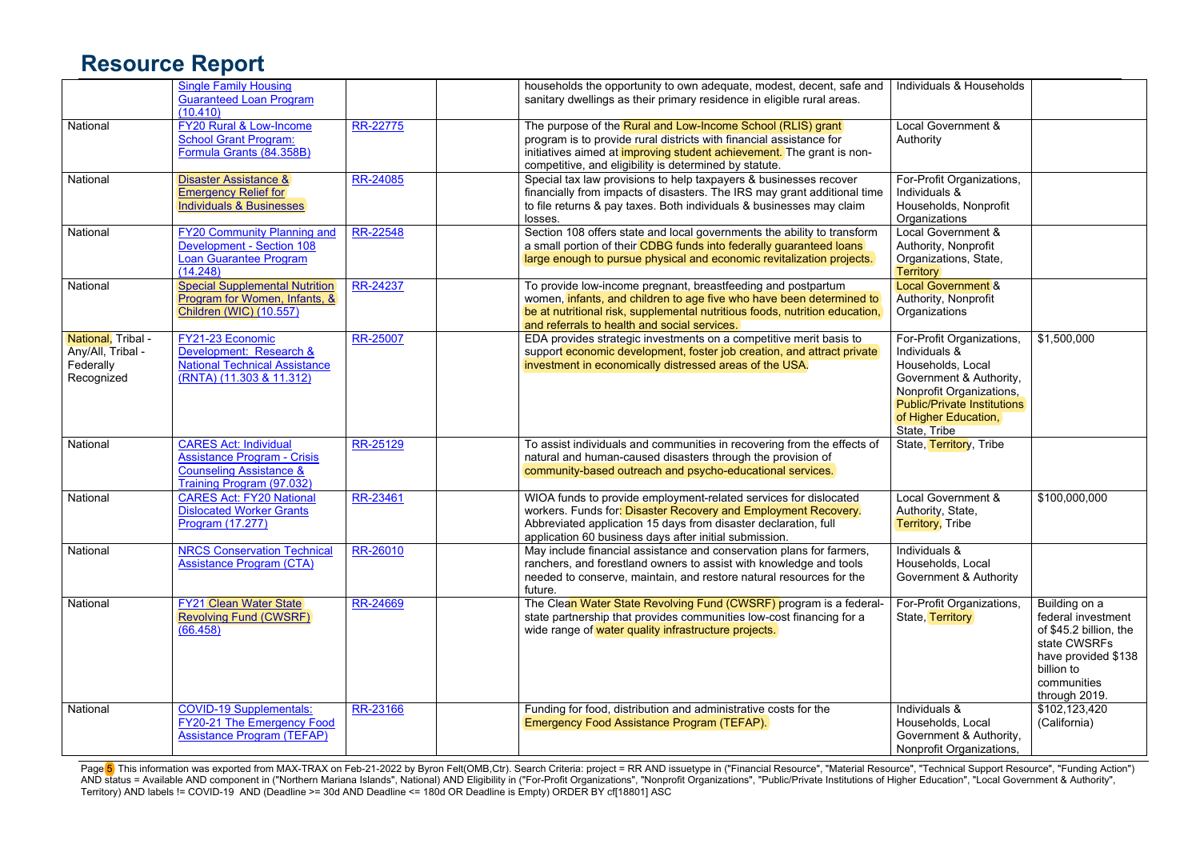# Resource Report

| | | | | | | |
|---|---|---|---|---|---|---|
| | Single Family Housing Guaranteed Loan Program (10.410) | | | households the opportunity to own adequate, modest, decent, safe and sanitary dwellings as their primary residence in eligible rural areas. | Individuals & Households | |
| National | FY20 Rural & Low-Income School Grant Program: Formula Grants (84.358B) | RR-22775 | | The purpose of the Rural and Low-Income School (RLIS) grant program is to provide rural districts with financial assistance for initiatives aimed at improving student achievement. The grant is non-competitive, and eligibility is determined by statute. | Local Government & Authority | |
| National | Disaster Assistance & Emergency Relief for Individuals & Businesses | RR-24085 | | Special tax law provisions to help taxpayers & businesses recover financially from impacts of disasters. The IRS may grant additional time to file returns & pay taxes. Both individuals & businesses may claim losses. | For-Profit Organizations, Individuals & Households, Nonprofit Organizations | |
| National | FY20 Community Planning and Development - Section 108 Loan Guarantee Program (14.248) | RR-22548 | | Section 108 offers state and local governments the ability to transform a small portion of their CDBG funds into federally guaranteed loans large enough to pursue physical and economic revitalization projects. | Local Government & Authority, Nonprofit Organizations, State, Territory | |
| National | Special Supplemental Nutrition Program for Women, Infants, & Children (WIC) (10.557) | RR-24237 | | To provide low-income pregnant, breastfeeding and postpartum women, infants, and children to age five who have been determined to be at nutritional risk, supplemental nutritious foods, nutrition education, and referrals to health and social services. | Local Government & Authority, Nonprofit Organizations | |
| National, Tribal - Any/All, Tribal - Federally Recognized | FY21-23 Economic Development: Research & National Technical Assistance (RNTA) (11.303 & 11.312) | RR-25007 | | EDA provides strategic investments on a competitive merit basis to support economic development, foster job creation, and attract private investment in economically distressed areas of the USA. | For-Profit Organizations, Individuals & Households, Local Government & Authority, Nonprofit Organizations, Public/Private Institutions of Higher Education, State, Tribe | $1,500,000 |
| National | CARES Act: Individual Assistance Program - Crisis Counseling Assistance & Training Program (97.032) | RR-25129 | | To assist individuals and communities in recovering from the effects of natural and human-caused disasters through the provision of community-based outreach and psycho-educational services. | State, Territory, Tribe | |
| National | CARES Act: FY20 National Dislocated Worker Grants Program (17.277) | RR-23461 | | WIOA funds to provide employment-related services for dislocated workers. Funds for: Disaster Recovery and Employment Recovery. Abbreviated application 15 days from disaster declaration, full application 60 business days after initial submission. | Local Government & Authority, State, Territory, Tribe | $100,000,000 |
| National | NRCS Conservation Technical Assistance Program (CTA) | RR-26010 | | May include financial assistance and conservation plans for farmers, ranchers, and forestland owners to assist with knowledge and tools needed to conserve, maintain, and restore natural resources for the future. | Individuals & Households, Local Government & Authority | |
| National | FY21 Clean Water State Revolving Fund (CWSRF) (66.458) | RR-24669 | | The Clean Water State Revolving Fund (CWSRF) program is a federal-state partnership that provides communities low-cost financing for a wide range of water quality infrastructure projects. | For-Profit Organizations, State, Territory | Building on a federal investment of $45.2 billion, the state CWSRFs have provided $138 billion to communities through 2019. |
| National | COVID-19 Supplementals: FY20-21 The Emergency Food Assistance Program (TEFAP) | RR-23166 | | Funding for food, distribution and administrative costs for the Emergency Food Assistance Program (TEFAP). | Individuals & Households, Local Government & Authority, Nonprofit Organizations, | $102,123,420 (California) |

This information was exported from MAX-TRAX on Feb-21-2022 by Byron Felt(OMB,Ctr). Search Criteria: project = RR AND issuetype in ("Financial Resource", "Material Resource", "Technical Support Resource", "Funding Action") AND status = Available AND component in ("Northern Mariana Islands", National) AND Eligibility in ("For-Profit Organizations", "Nonprofit Organizations", "Public/Private Institutions of Higher Education", "Local Government & Authority", Territory) AND labels != COVID-19 AND (Deadline >= 30d AND Deadline <= 180d OR Deadline is Empty) ORDER BY cf[18801] ASC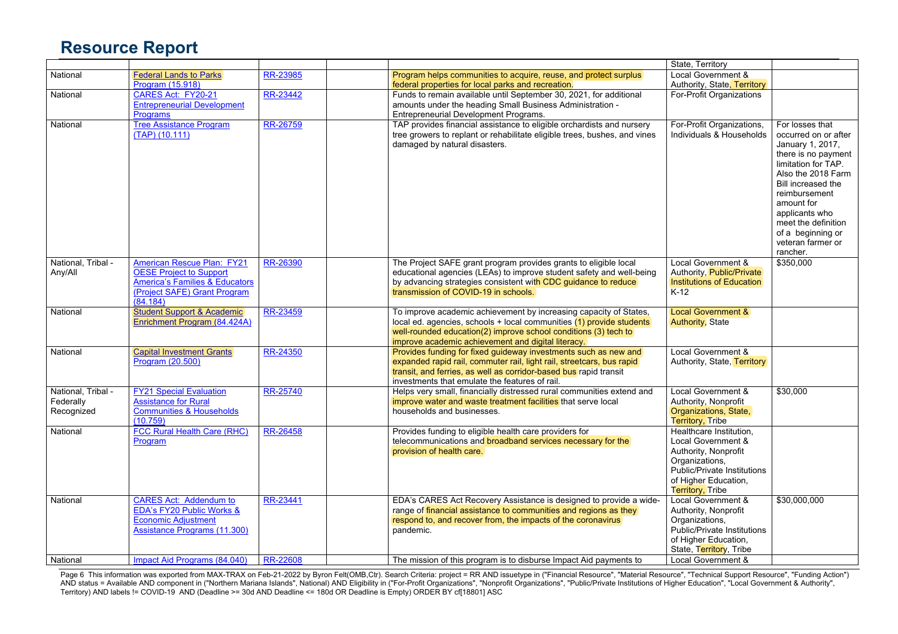# Resource Report

| | | | | | | |
|---|---|---|---|---|---|---|
| | | | | | State, Territory | |
| National | Federal Lands to Parks Program (15.918) | RR-23985 | | Program helps communities to acquire, reuse, and protect surplus federal properties for local parks and recreation. | Local Government & Authority, State, Territory | |
| National | CARES Act: FY20-21 Entrepreneurial Development Programs | RR-23442 | | Funds to remain available until September 30, 2021, for additional amounts under the heading Small Business Administration - Entrepreneurial Development Programs. | For-Profit Organizations | |
| National | Tree Assistance Program (TAP) (10.111) | RR-26759 | | TAP provides financial assistance to eligible orchardists and nursery tree growers to replant or rehabilitate eligible trees, bushes, and vines damaged by natural disasters. | For-Profit Organizations, Individuals & Households | For losses that occurred on or after January 1, 2017, there is no payment limitation for TAP. Also the 2018 Farm Bill increased the reimbursement amount for applicants who meet the definition of a beginning or veteran farmer or rancher. |
| National, Tribal - Any/All | American Rescue Plan: FY21 OESE Project to Support America's Families & Educators (Project SAFE) Grant Program (84.184) | RR-26390 | | The Project SAFE grant program provides grants to eligible local educational agencies (LEAs) to improve student safety and well-being by advancing strategies consistent with CDC guidance to reduce transmission of COVID-19 in schools. | Local Government & Authority, Public/Private Institutions of Education K-12 | $350,000 |
| National | Student Support & Academic Enrichment Program (84.424A) | RR-23459 | | To improve academic achievement by increasing capacity of States, local ed. agencies, schools + local communities (1) provide students well-rounded education(2) improve school conditions (3) tech to improve academic achievement and digital literacy. | Local Government & Authority, State | |
| National | Capital Investment Grants Program (20.500) | RR-24350 | | Provides funding for fixed guideway investments such as new and expanded rapid rail, commuter rail, light rail, streetcars, bus rapid transit, and ferries, as well as corridor-based bus rapid transit investments that emulate the features of rail. | Local Government & Authority, State, Territory | |
| National, Tribal - Federally Recognized | FY21 Special Evaluation Assistance for Rural Communities & Households (10.759) | RR-25740 | | Helps very small, financially distressed rural communities extend and improve water and waste treatment facilities that serve local households and businesses. | Local Government & Authority, Nonprofit Organizations, State, Territory, Tribe | $30,000 |
| National | FCC Rural Health Care (RHC) Program | RR-26458 | | Provides funding to eligible health care providers for telecommunications and broadband services necessary for the provision of health care. | Healthcare Institution, Local Government & Authority, Nonprofit Organizations, Public/Private Institutions of Higher Education, Territory, Tribe | |
| National | CARES Act: Addendum to EDA's FY20 Public Works & Economic Adjustment Assistance Programs (11.300) | RR-23441 | | EDA's CARES Act Recovery Assistance is designed to provide a wide-range of financial assistance to communities and regions as they respond to, and recover from, the impacts of the coronavirus pandemic. | Local Government & Authority, Nonprofit Organizations, Public/Private Institutions of Higher Education, State, Territory, Tribe | $30,000,000 |
| National | Impact Aid Programs (84.040) | RR-22608 | | The mission of this program is to disburse Impact Aid payments to | Local Government & | |

This information was exported from MAX-TRAX on Feb-21-2022 by Byron Felt(OMB,Ctr). Search Criteria: project = RR AND issuetype in ("Financial Resource", "Material Resource", "Technical Support Resource", "Funding Action") AND status = Available AND component in ("Northern Mariana Islands", National) AND Eligibility in ("For-Profit Organizations", "Nonprofit Organizations", "Public/Private Institutions of Higher Education", "Local Government & Authority", Territory) AND labels != COVID-19 AND (Deadline >= 30d AND Deadline <= 180d OR Deadline is Empty) ORDER BY cf[18801] ASC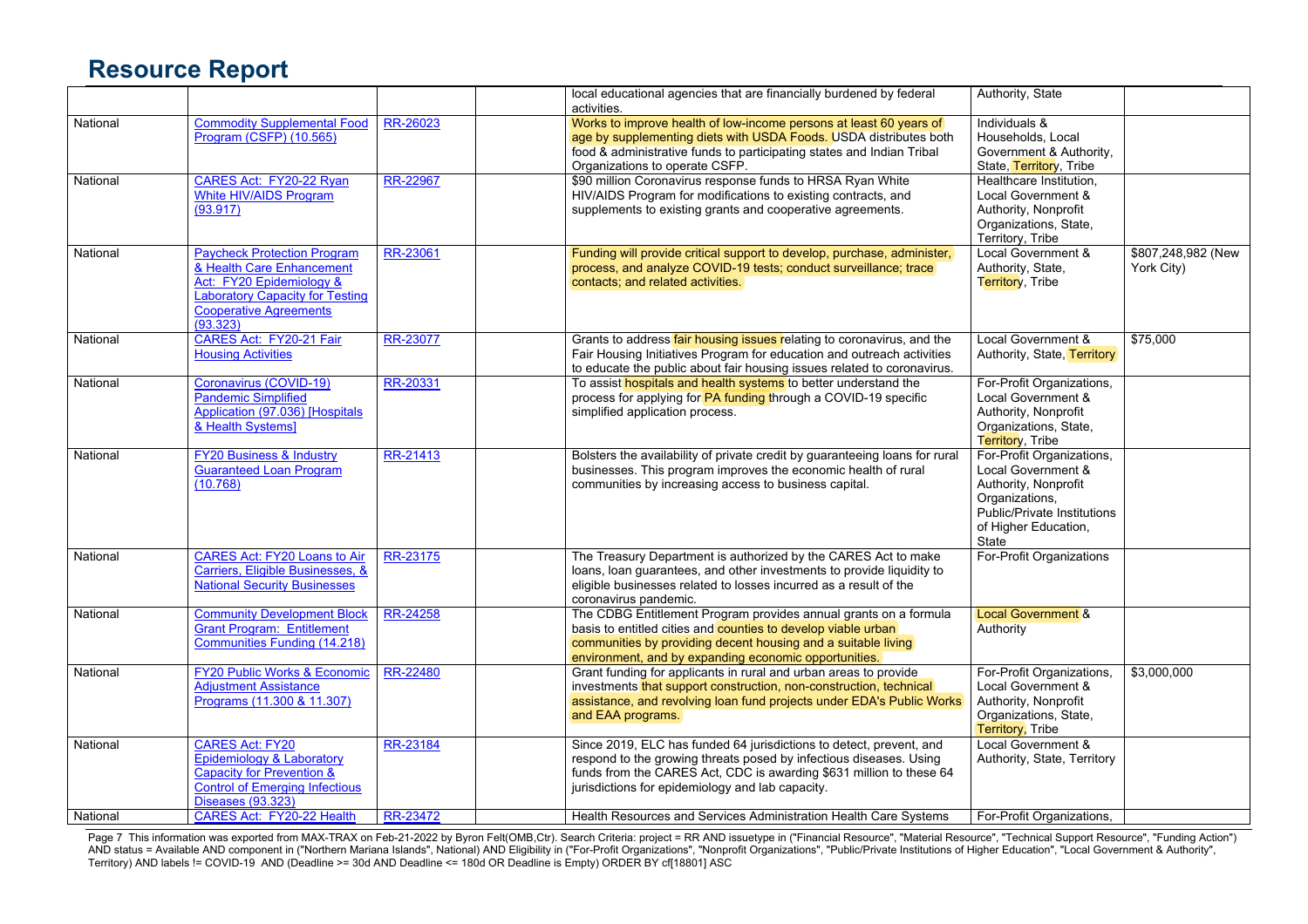# Resource Report

| | | | | | | |
|---|---|---|---|---|---|---|
| | | | | local educational agencies that are financially burdened by federal activities. | Authority, State | |
| National | Commodity Supplemental Food Program (CSFP) (10.565) | RR-26023 | | Works to improve health of low-income persons at least 60 years of age by supplementing diets with USDA Foods. USDA distributes both food & administrative funds to participating states and Indian Tribal Organizations to operate CSFP. | Individuals & Households, Local Government & Authority, State, Territory, Tribe | |
| National | CARES Act: FY20-22 Ryan White HIV/AIDS Program (93.917) | RR-22967 | | $90 million Coronavirus response funds to HRSA Ryan White HIV/AIDS Program for modifications to existing contracts, and supplements to existing grants and cooperative agreements. | Healthcare Institution, Local Government & Authority, Nonprofit Organizations, State, Territory, Tribe | |
| National | Paycheck Protection Program & Health Care Enhancement Act: FY20 Epidemiology & Laboratory Capacity for Testing Cooperative Agreements (93.323) | RR-23061 | | Funding will provide critical support to develop, purchase, administer, process, and analyze COVID-19 tests; conduct surveillance; trace contacts; and related activities. | Local Government & Authority, State, Territory, Tribe | $807,248,982 (New York City) |
| National | CARES Act: FY20-21 Fair Housing Activities | RR-23077 | | Grants to address fair housing issues relating to coronavirus, and the Fair Housing Initiatives Program for education and outreach activities to educate the public about fair housing issues related to coronavirus. | Local Government & Authority, State, Territory | $75,000 |
| National | Coronavirus (COVID-19) Pandemic Simplified Application (97.036) [Hospitals & Health Systems] | RR-20331 | | To assist hospitals and health systems to better understand the process for applying for PA funding through a COVID-19 specific simplified application process. | For-Profit Organizations, Local Government & Authority, Nonprofit Organizations, State, Territory, Tribe | |
| National | FY20 Business & Industry Guaranteed Loan Program (10.768) | RR-21413 | | Bolsters the availability of private credit by guaranteeing loans for rural businesses. This program improves the economic health of rural communities by increasing access to business capital. | For-Profit Organizations, Local Government & Authority, Nonprofit Organizations, Public/Private Institutions of Higher Education, State | |
| National | CARES Act: FY20 Loans to Air Carriers, Eligible Businesses, & National Security Businesses | RR-23175 | | The Treasury Department is authorized by the CARES Act to make loans, loan guarantees, and other investments to provide liquidity to eligible businesses related to losses incurred as a result of the coronavirus pandemic. | For-Profit Organizations | |
| National | Community Development Block Grant Program: Entitlement Communities Funding (14.218) | RR-24258 | | The CDBG Entitlement Program provides annual grants on a formula basis to entitled cities and counties to develop viable urban communities by providing decent housing and a suitable living environment, and by expanding economic opportunities. | Local Government & Authority | |
| National | FY20 Public Works & Economic Adjustment Assistance Programs (11.300 & 11.307) | RR-22480 | | Grant funding for applicants in rural and urban areas to provide investments that support construction, non-construction, technical assistance, and revolving loan fund projects under EDA's Public Works and EAA programs. | For-Profit Organizations, Local Government & Authority, Nonprofit Organizations, State, Territory, Tribe | $3,000,000 |
| National | CARES Act: FY20 Epidemiology & Laboratory Capacity for Prevention & Control of Emerging Infectious Diseases (93.323) | RR-23184 | | Since 2019, ELC has funded 64 jurisdictions to detect, prevent, and respond to the growing threats posed by infectious diseases. Using funds from the CARES Act, CDC is awarding $631 million to these 64 jurisdictions for epidemiology and lab capacity. | Local Government & Authority, State, Territory | |
| National | CARES Act: FY20-22 Health | RR-23472 | | Health Resources and Services Administration Health Care Systems | For-Profit Organizations, | |

This information was exported from MAX-TRAX on Feb-21-2022 by Byron Felt(OMB,Ctr). Search Criteria: project = RR AND issuetype in ("Financial Resource", "Material Resource", "Technical Support Resource", "Funding Action") AND status = Available AND component in ("Northern Mariana Islands", National) AND Eligibility in ("For-Profit Organizations", "Nonprofit Organizations", "Public/Private Institutions of Higher Education", "Local Government & Authority", Territory) AND labels != COVID-19 AND (Deadline >= 30d AND Deadline <= 180d OR Deadline is Empty) ORDER BY cf[18801] ASC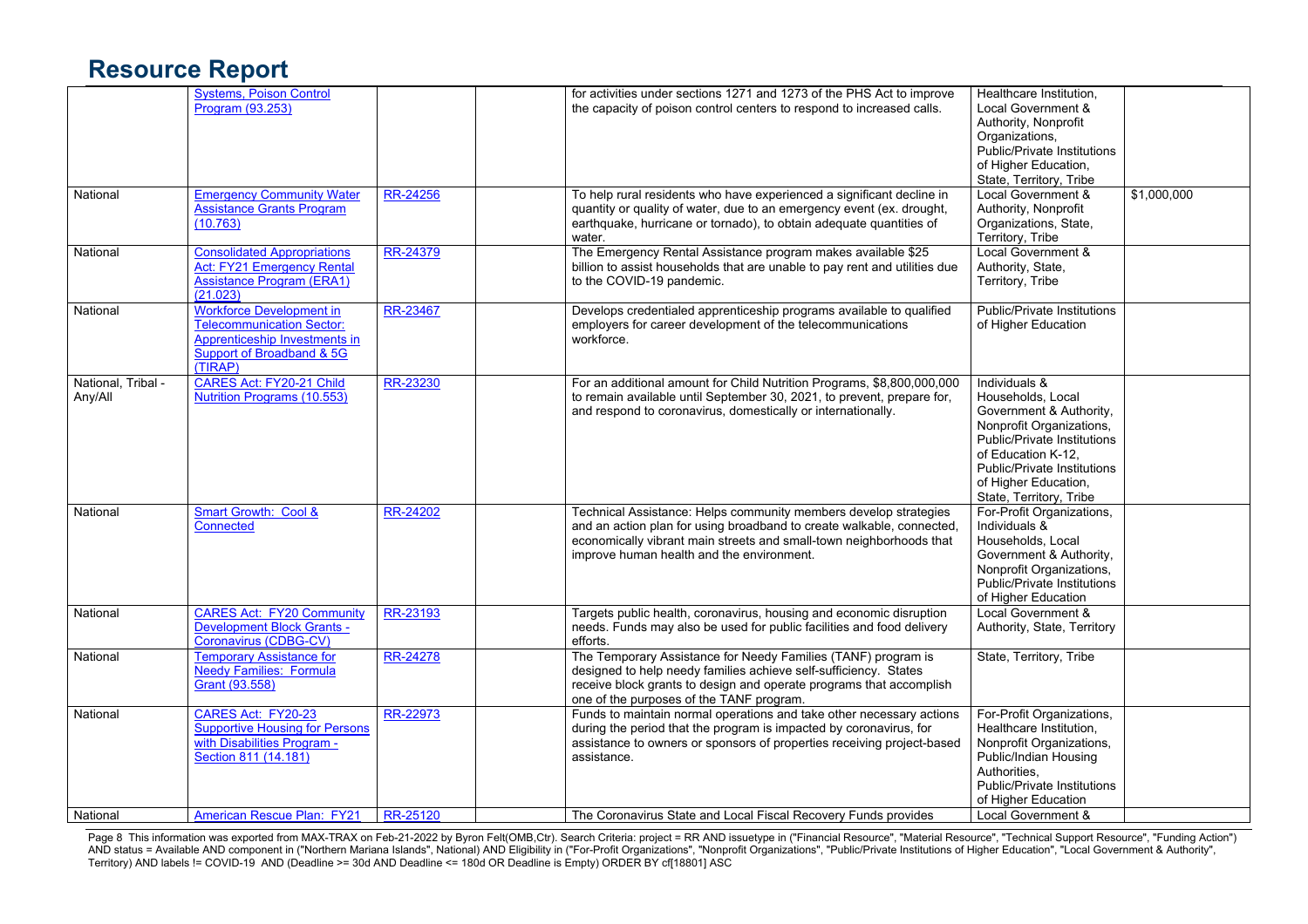# Resource Report

| | | | | | | |
|---|---|---|---|---|---|---|
| | Systems, Poison Control Program (93.253) | | | for activities under sections 1271 and 1273 of the PHS Act to improve the capacity of poison control centers to respond to increased calls. | Healthcare Institution, Local Government & Authority, Nonprofit Organizations, Public/Private Institutions of Higher Education, State, Territory, Tribe | |
| National | Emergency Community Water Assistance Grants Program (10.763) | RR-24256 | | To help rural residents who have experienced a significant decline in quantity or quality of water, due to an emergency event (ex. drought, earthquake, hurricane or tornado), to obtain adequate quantities of water. | Local Government & Authority, Nonprofit Organizations, State, Territory, Tribe | $1,000,000 |
| National | Consolidated Appropriations Act: FY21 Emergency Rental Assistance Program (ERA1) (21.023) | RR-24379 | | The Emergency Rental Assistance program makes available $25 billion to assist households that are unable to pay rent and utilities due to the COVID-19 pandemic. | Local Government & Authority, State, Territory, Tribe | |
| National | Workforce Development in Telecommunication Sector: Apprenticeship Investments in Support of Broadband & 5G (TIRAP) | RR-23467 | | Develops credentialed apprenticeship programs available to qualified employers for career development of the telecommunications workforce. | Public/Private Institutions of Higher Education | |
| National, Tribal - Any/All | CARES Act: FY20-21 Child Nutrition Programs (10.553) | RR-23230 | | For an additional amount for Child Nutrition Programs, $8,800,000,000 to remain available until September 30, 2021, to prevent, prepare for, and respond to coronavirus, domestically or internationally. | Individuals & Households, Local Government & Authority, Nonprofit Organizations, Public/Private Institutions of Education K-12, Public/Private Institutions of Higher Education, State, Territory, Tribe | |
| National | Smart Growth: Cool & Connected | RR-24202 | | Technical Assistance: Helps community members develop strategies and an action plan for using broadband to create walkable, connected, economically vibrant main streets and small-town neighborhoods that improve human health and the environment. | For-Profit Organizations, Individuals & Households, Local Government & Authority, Nonprofit Organizations, Public/Private Institutions of Higher Education | |
| National | CARES Act: FY20 Community Development Block Grants - Coronavirus (CDBG-CV) | RR-23193 | | Targets public health, coronavirus, housing and economic disruption needs. Funds may also be used for public facilities and food delivery efforts. | Local Government & Authority, State, Territory | |
| National | Temporary Assistance for Needy Families: Formula Grant (93.558) | RR-24278 | | The Temporary Assistance for Needy Families (TANF) program is designed to help needy families achieve self-sufficiency. States receive block grants to design and operate programs that accomplish one of the purposes of the TANF program. | State, Territory, Tribe | |
| National | CARES Act: FY20-23 Supportive Housing for Persons with Disabilities Program - Section 811 (14.181) | RR-22973 | | Funds to maintain normal operations and take other necessary actions during the period that the program is impacted by coronavirus, for assistance to owners or sponsors of properties receiving project-based assistance. | For-Profit Organizations, Healthcare Institution, Nonprofit Organizations, Public/Indian Housing Authorities, Public/Private Institutions of Higher Education | |
| National | American Rescue Plan: FY21 | RR-25120 | | The Coronavirus State and Local Fiscal Recovery Funds provides | Local Government & | |

Page 8 This information was exported from MAX-TRAX on Feb-21-2022 by Byron Felt(OMB,Ctr). Search Criteria: project = RR AND issuetype in ("Financial Resource", "Material Resource", "Technical Support Resource", "Funding Action") AND status = Available AND component in ("Northern Mariana Islands", National) AND Eligibility in ("For-Profit Organizations", "Nonprofit Organizations", "Public/Private Institutions of Higher Education", "Local Government & Authority", Territory) AND labels != COVID-19 AND (Deadline >= 30d AND Deadline <= 180d OR Deadline is Empty) ORDER BY cf[18801] ASC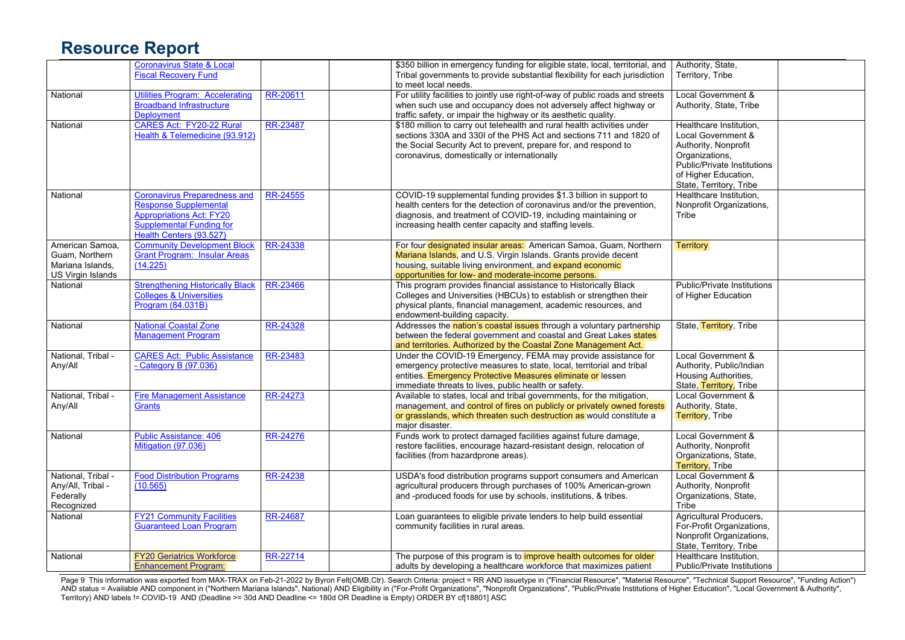# Resource Report

| | | | | | | |
|---|---|---|---|---|---|---|
| | Coronavirus State & Local Fiscal Recovery Fund | | | $350 billion in emergency funding for eligible state, local, territorial, and Tribal governments to provide substantial flexibility for each jurisdiction to meet local needs. | Authority, State, Territory, Tribe | |
| National | Utilities Program: Accelerating Broadband Infrastructure Deployment | RR-20611 | | For utility facilities to jointly use right-of-way of public roads and streets when such use and occupancy does not adversely affect highway or traffic safety, or impair the highway or its aesthetic quality. | Local Government & Authority, State, Tribe | |
| National | CARES Act: FY20-22 Rural Health & Telemedicine (93.912) | RR-23487 | | $180 million to carry out telehealth and rural health activities under sections 330A and 330I of the PHS Act and sections 711 and 1820 of the Social Security Act to prevent, prepare for, and respond to coronavirus, domestically or internationally | Healthcare Institution, Local Government & Authority, Nonprofit Organizations, Public/Private Institutions of Higher Education, State, Territory, Tribe | |
| National | Coronavirus Preparedness and Response Supplemental Appropriations Act: FY20 Supplemental Funding for Health Centers (93.527) | RR-24555 | | COVID-19 supplemental funding provides $1.3 billion in support to health centers for the detection of coronavirus and/or the prevention, diagnosis, and treatment of COVID-19, including maintaining or increasing health center capacity and staffing levels. | Healthcare Institution, Nonprofit Organizations, Tribe | |
| American Samoa, Guam, Northern Mariana Islands, US Virgin Islands | Community Development Block Grant Program: Insular Areas (14.225) | RR-24338 | | For four designated insular areas: American Samoa, Guam, Northern Mariana Islands, and U.S. Virgin Islands. Grants provide decent housing, suitable living environment, and expand economic opportunities for low- and moderate-income persons. | Territory | |
| National | Strengthening Historically Black Colleges & Universities Program (84.031B) | RR-23466 | | This program provides financial assistance to Historically Black Colleges and Universities (HBCUs) to establish or strengthen their physical plants, financial management, academic resources, and endowment-building capacity. | Public/Private Institutions of Higher Education | |
| National | National Coastal Zone Management Program | RR-24328 | | Addresses the nation's coastal issues through a voluntary partnership between the federal government and coastal and Great Lakes states and territories. Authorized by the Coastal Zone Management Act. | State, Territory, Tribe | |
| National, Tribal - Any/All | CARES Act: Public Assistance - Category B (97.036) | RR-23483 | | Under the COVID-19 Emergency, FEMA may provide assistance for emergency protective measures to state, local, territorial and tribal entities. Emergency Protective Measures eliminate or lessen immediate threats to lives, public health or safety. | Local Government & Authority, Public/Indian Housing Authorities, State, Territory, Tribe | |
| National, Tribal - Any/All | Fire Management Assistance Grants | RR-24273 | | Available to states, local and tribal governments, for the mitigation, management, and control of fires on publicly or privately owned forests or grasslands, which threaten such destruction as would constitute a major disaster. | Local Government & Authority, State, Territory, Tribe | |
| National | Public Assistance: 406 Mitigation (97.036) | RR-24276 | | Funds work to protect damaged facilities against future damage, restore facilities, encourage hazard-resistant design, relocation of facilities (from hazardprone areas). | Local Government & Authority, Nonprofit Organizations, State, Territory, Tribe | |
| National, Tribal - Any/All, Tribal - Federally Recognized | Food Distribution Programs (10.565) | RR-24238 | | USDA's food distribution programs support consumers and American agricultural producers through purchases of 100% American-grown and -produced foods for use by schools, institutions, & tribes. | Local Government & Authority, Nonprofit Organizations, State, Tribe | |
| National | FY21 Community Facilities Guaranteed Loan Program | RR-24687 | | Loan guarantees to eligible private lenders to help build essential community facilities in rural areas. | Agricultural Producers, For-Profit Organizations, Nonprofit Organizations, State, Territory, Tribe | |
| National | FY20 Geriatrics Workforce Enhancement Program: | RR-22714 | | The purpose of this program is to improve health outcomes for older adults by developing a healthcare workforce that maximizes patient | Healthcare Institution, Public/Private Institutions | |

This information was exported from MAX-TRAX on Feb-21-2022 by Byron Felt(OMB,Ctr). Search Criteria: project = RR AND issuetype in ("Financial Resource", "Material Resource", "Technical Support Resource", "Funding Action") AND status = Available AND component in ("Northern Mariana Islands", National) AND Eligibility in ("For-Profit Organizations", "Nonprofit Organizations", "Public/Private Institutions of Higher Education", "Local Government & Authority", Territory) AND labels != COVID-19 AND (Deadline >= 30d AND Deadline <= 180d OR Deadline is Empty) ORDER BY cf[18801] ASC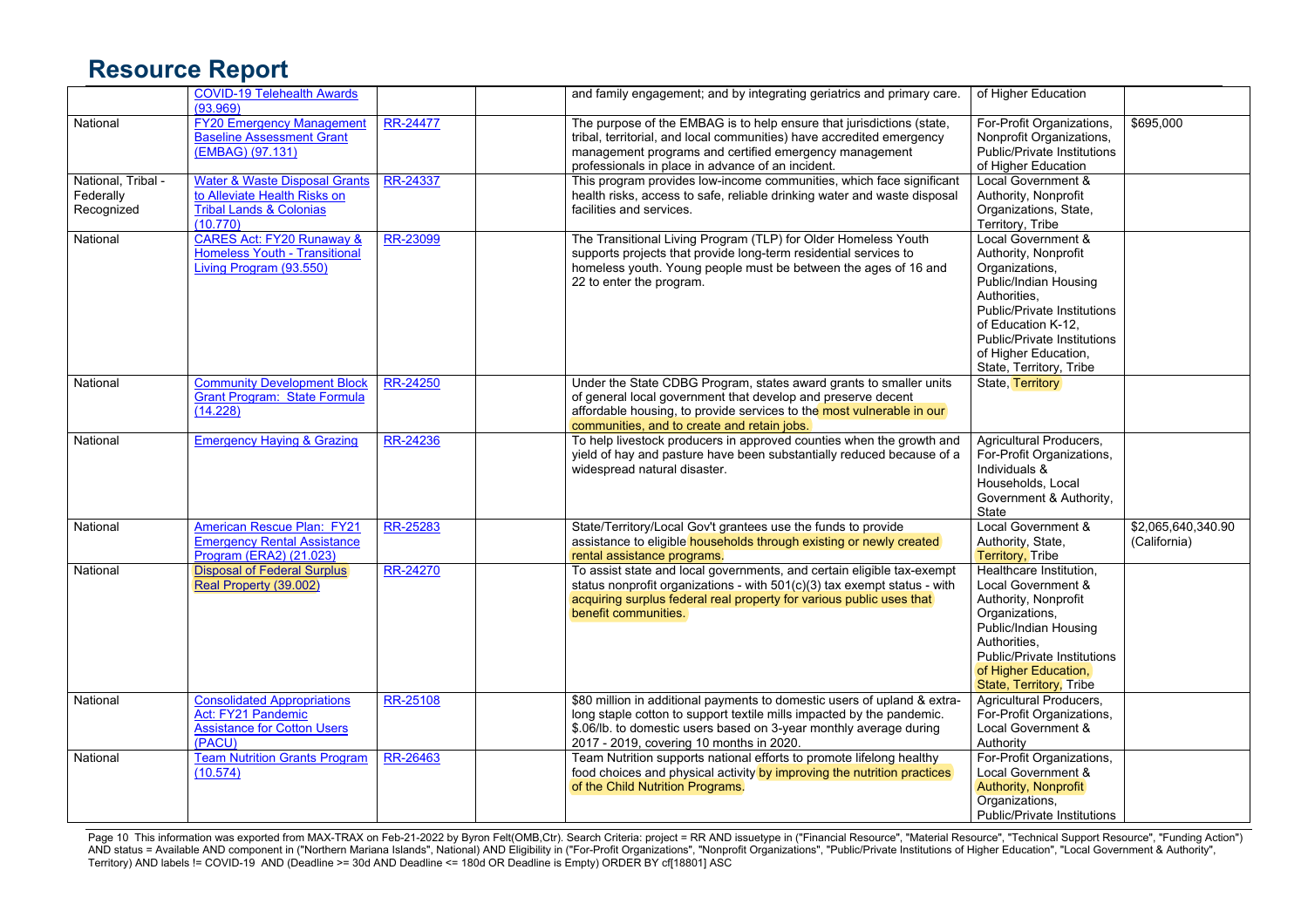# Resource Report

| | | | | | | |
|---|---|---|---|---|---|---|
| | COVID-19 Telehealth Awards (93.969) | | | and family engagement; and by integrating geriatrics and primary care. | of Higher Education | |
| National | FY20 Emergency Management Baseline Assessment Grant (EMBAG) (97.131) | RR-24477 | | The purpose of the EMBAG is to help ensure that jurisdictions (state, tribal, territorial, and local communities) have accredited emergency management programs and certified emergency management professionals in place in advance of an incident. | For-Profit Organizations, Nonprofit Organizations, Public/Private Institutions of Higher Education | $695,000 |
| National, Tribal - Federally Recognized | Water & Waste Disposal Grants to Alleviate Health Risks on Tribal Lands & Colonias (10.770) | RR-24337 | | This program provides low-income communities, which face significant health risks, access to safe, reliable drinking water and waste disposal facilities and services. | Local Government & Authority, Nonprofit Organizations, State, Territory, Tribe | |
| National | CARES Act: FY20 Runaway & Homeless Youth - Transitional Living Program (93.550) | RR-23099 | | The Transitional Living Program (TLP) for Older Homeless Youth supports projects that provide long-term residential services to homeless youth. Young people must be between the ages of 16 and 22 to enter the program. | Local Government & Authority, Nonprofit Organizations, Public/Indian Housing Authorities, Public/Private Institutions of Education K-12, Public/Private Institutions of Higher Education, State, Territory, Tribe | |
| National | Community Development Block Grant Program: State Formula (14.228) | RR-24250 | | Under the State CDBG Program, states award grants to smaller units of general local government that develop and preserve decent affordable housing, to provide services to the most vulnerable in our communities, and to create and retain jobs. | State, Territory | |
| National | Emergency Haying & Grazing | RR-24236 | | To help livestock producers in approved counties when the growth and yield of hay and pasture have been substantially reduced because of a widespread natural disaster. | Agricultural Producers, For-Profit Organizations, Individuals & Households, Local Government & Authority, State | |
| National | American Rescue Plan: FY21 Emergency Rental Assistance Program (ERA2) (21.023) | RR-25283 | | State/Territory/Local Gov't grantees use the funds to provide assistance to eligible households through existing or newly created rental assistance programs. | Local Government & Authority, State, Territory, Tribe | $2,065,640,340.90 (California) |
| National | Disposal of Federal Surplus Real Property (39.002) | RR-24270 | | To assist state and local governments, and certain eligible tax-exempt status nonprofit organizations - with 501(c)(3) tax exempt status - with acquiring surplus federal real property for various public uses that benefit communities. | Healthcare Institution, Local Government & Authority, Nonprofit Organizations, Public/Indian Housing Authorities, Public/Private Institutions of Higher Education, State, Territory, Tribe | |
| National | Consolidated Appropriations Act: FY21 Pandemic Assistance for Cotton Users (PACU) | RR-25108 | | $80 million in additional payments to domestic users of upland & extra-long staple cotton to support textile mills impacted by the pandemic. $.06/lb. to domestic users based on 3-year monthly average during 2017 - 2019, covering 10 months in 2020. | Agricultural Producers, For-Profit Organizations, Local Government & Authority | |
| National | Team Nutrition Grants Program (10.574) | RR-26463 | | Team Nutrition supports national efforts to promote lifelong healthy food choices and physical activity by improving the nutrition practices of the Child Nutrition Programs. | For-Profit Organizations, Local Government & Authority, Nonprofit Organizations, Public/Private Institutions | |

Page 10 This information was exported from MAX-TRAX on Feb-21-2022 by Byron Felt(OMB,Ctr). Search Criteria: project = RR AND issuetype in ("Financial Resource", "Material Resource", "Technical Support Resource", "Funding Action") AND status = Available AND component in ("Northern Mariana Islands", National) AND Eligibility in ("For-Profit Organizations", "Nonprofit Organizations", "Public/Private Institutions of Higher Education", "Local Government & Authority", Territory) AND labels != COVID-19 AND (Deadline >= 30d AND Deadline <= 180d OR Deadline is Empty) ORDER BY cf[18801] ASC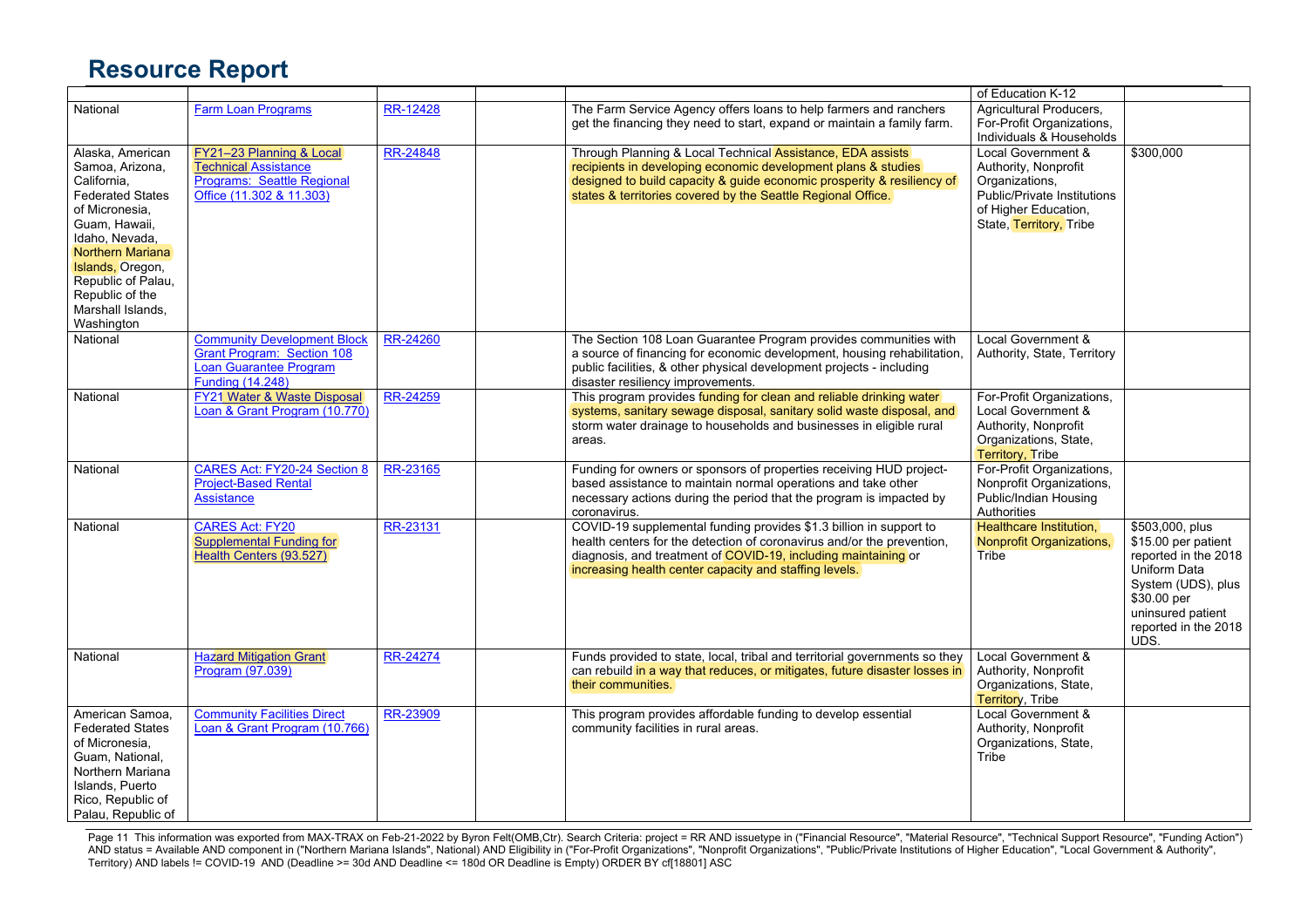# Resource Report

| | | | | | | |
|---|---|---|---|---|---|---|
| | | | | | of Education K-12 | |
| National | Farm Loan Programs | RR-12428 | | The Farm Service Agency offers loans to help farmers and ranchers get the financing they need to start, expand or maintain a family farm. | Agricultural Producers, For-Profit Organizations, Individuals & Households | |
| Alaska, American Samoa, Arizona, California, Federated States of Micronesia, Guam, Hawaii, Idaho, Nevada, Northern Mariana Islands, Oregon, Republic of Palau, Republic of the Marshall Islands, Washington | FY21–23 Planning & Local Technical Assistance Programs: Seattle Regional Office (11.302 & 11.303) | RR-24848 | | Through Planning & Local Technical Assistance, EDA assists recipients in developing economic development plans & studies designed to build capacity & guide economic prosperity & resiliency of states & territories covered by the Seattle Regional Office. | Local Government & Authority, Nonprofit Organizations, Public/Private Institutions of Higher Education, State, Territory, Tribe | $300,000 |
| National | Community Development Block Grant Program: Section 108 Loan Guarantee Program Funding (14.248) | RR-24260 | | The Section 108 Loan Guarantee Program provides communities with a source of financing for economic development, housing rehabilitation, public facilities, & other physical development projects - including disaster resiliency improvements. | Local Government & Authority, State, Territory | |
| National | FY21 Water & Waste Disposal Loan & Grant Program (10.770) | RR-24259 | | This program provides funding for clean and reliable drinking water systems, sanitary sewage disposal, sanitary solid waste disposal, and storm water drainage to households and businesses in eligible rural areas. | For-Profit Organizations, Local Government & Authority, Nonprofit Organizations, State, Territory, Tribe | |
| National | CARES Act: FY20-24 Section 8 Project-Based Rental Assistance | RR-23165 | | Funding for owners or sponsors of properties receiving HUD project-based assistance to maintain normal operations and take other necessary actions during the period that the program is impacted by coronavirus. | For-Profit Organizations, Nonprofit Organizations, Public/Indian Housing Authorities | |
| National | CARES Act: FY20 Supplemental Funding for Health Centers (93.527) | RR-23131 | | COVID-19 supplemental funding provides $1.3 billion in support to health centers for the detection of coronavirus and/or the prevention, diagnosis, and treatment of COVID-19, including maintaining or increasing health center capacity and staffing levels. | Healthcare Institution, Nonprofit Organizations, Tribe | $503,000, plus $15.00 per patient reported in the 2018 Uniform Data System (UDS), plus $30.00 per uninsured patient reported in the 2018 UDS. |
| National | Hazard Mitigation Grant Program (97.039) | RR-24274 | | Funds provided to state, local, tribal and territorial governments so they can rebuild in a way that reduces, or mitigates, future disaster losses in their communities. | Local Government & Authority, Nonprofit Organizations, State, Territory, Tribe | |
| American Samoa, Federated States of Micronesia, Guam, National, Northern Mariana Islands, Puerto Rico, Republic of Palau, Republic of | Community Facilities Direct Loan & Grant Program (10.766) | RR-23909 | | This program provides affordable funding to develop essential community facilities in rural areas. | Local Government & Authority, Nonprofit Organizations, State, Tribe | |

This information was exported from MAX-TRAX on Feb-21-2022 by Byron Felt(OMB,Ctr). Search Criteria: project = RR AND issuetype in ("Financial Resource", "Material Resource", "Technical Support Resource", "Funding Action") AND status = Available AND component in ("Northern Mariana Islands", National) AND Eligibility in ("For-Profit Organizations", "Nonprofit Organizations", "Public/Private Institutions of Higher Education", "Local Government & Authority", Territory) AND labels != COVID-19 AND (Deadline >= 30d AND Deadline <= 180d OR Deadline is Empty) ORDER BY cf[18801] ASC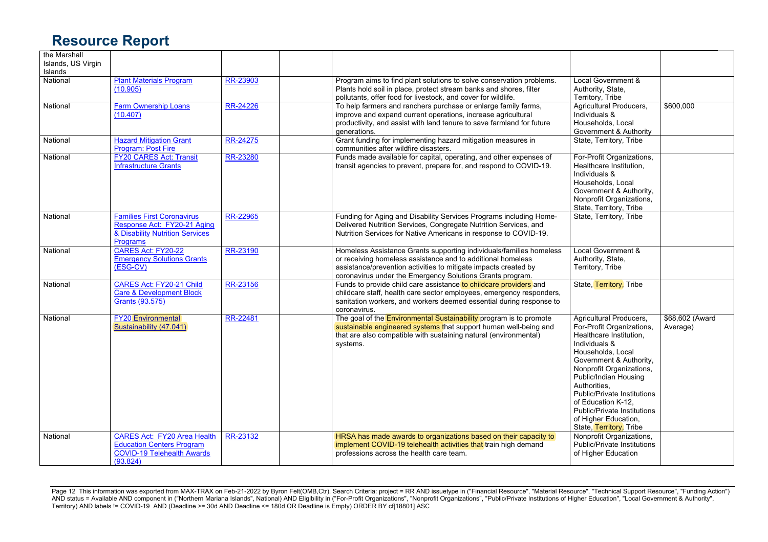# Resource Report

| | | | | | | |
|---|---|---|---|---|---|---|
| the Marshall Islands, US Virgin Islands | | | | | | |
| National | Plant Materials Program (10.905) | RR-23903 | | Program aims to find plant solutions to solve conservation problems. Plants hold soil in place, protect stream banks and shores, filter pollutants, offer food for livestock, and cover for wildlife. | Local Government & Authority, State, Territory, Tribe | |
| National | Farm Ownership Loans (10.407) | RR-24226 | | To help farmers and ranchers purchase or enlarge family farms, improve and expand current operations, increase agricultural productivity, and assist with land tenure to save farmland for future generations. | Agricultural Producers, Individuals & Households, Local Government & Authority | $600,000 |
| National | Hazard Mitigation Grant Program: Post Fire | RR-24275 | | Grant funding for implementing hazard mitigation measures in communities after wildfire disasters. | State, Territory, Tribe | |
| National | FY20 CARES Act: Transit Infrastructure Grants | RR-23280 | | Funds made available for capital, operating, and other expenses of transit agencies to prevent, prepare for, and respond to COVID-19. | For-Profit Organizations, Healthcare Institution, Individuals & Households, Local Government & Authority, Nonprofit Organizations, State, Territory, Tribe | |
| National | Families First Coronavirus Response Act: FY20-21 Aging & Disability Nutrition Services Programs | RR-22965 | | Funding for Aging and Disability Services Programs including Home-Delivered Nutrition Services, Congregate Nutrition Services, and Nutrition Services for Native Americans in response to COVID-19. | State, Territory, Tribe | |
| National | CARES Act: FY20-22 Emergency Solutions Grants (ESG-CV) | RR-23190 | | Homeless Assistance Grants supporting individuals/families homeless or receiving homeless assistance and to additional homeless assistance/prevention activities to mitigate impacts created by coronavirus under the Emergency Solutions Grants program. | Local Government & Authority, State, Territory, Tribe | |
| National | CARES Act: FY20-21 Child Care & Development Block Grants (93.575) | RR-23156 | | Funds to provide child care assistance to childcare providers and childcare staff, health care sector employees, emergency responders, sanitation workers, and workers deemed essential during response to coronavirus. | State, Territory, Tribe | |
| National | FY20 Environmental Sustainability (47.041) | RR-22481 | | The goal of the Environmental Sustainability program is to promote sustainable engineered systems that support human well-being and that are also compatible with sustaining natural (environmental) systems. | Agricultural Producers, For-Profit Organizations, Healthcare Institution, Individuals & Households, Local Government & Authority, Nonprofit Organizations, Public/Indian Housing Authorities, Public/Private Institutions of Education K-12, Public/Private Institutions of Higher Education, State, Territory, Tribe | $68,602 (Award Average) |
| National | CARES Act: FY20 Area Health Education Centers Program COVID-19 Telehealth Awards (93.824) | RR-23132 | | HRSA has made awards to organizations based on their capacity to implement COVID-19 telehealth activities that train high demand professions across the health care team. | Nonprofit Organizations, Public/Private Institutions of Higher Education | |

This information was exported from MAX-TRAX on Feb-21-2022 by Byron Felt(OMB,Ctr). Search Criteria: project = RR AND issuetype in ("Financial Resource", "Material Resource", "Technical Support Resource", "Funding Action") AND status = Available AND component in ("Northern Mariana Islands", National) AND Eligibility in ("For-Profit Organizations", "Nonprofit Organizations", "Public/Private Institutions of Higher Education", "Local Government & Authority", Territory) AND labels != COVID-19 AND (Deadline >= 30d AND Deadline <= 180d OR Deadline is Empty) ORDER BY cf[18801] ASC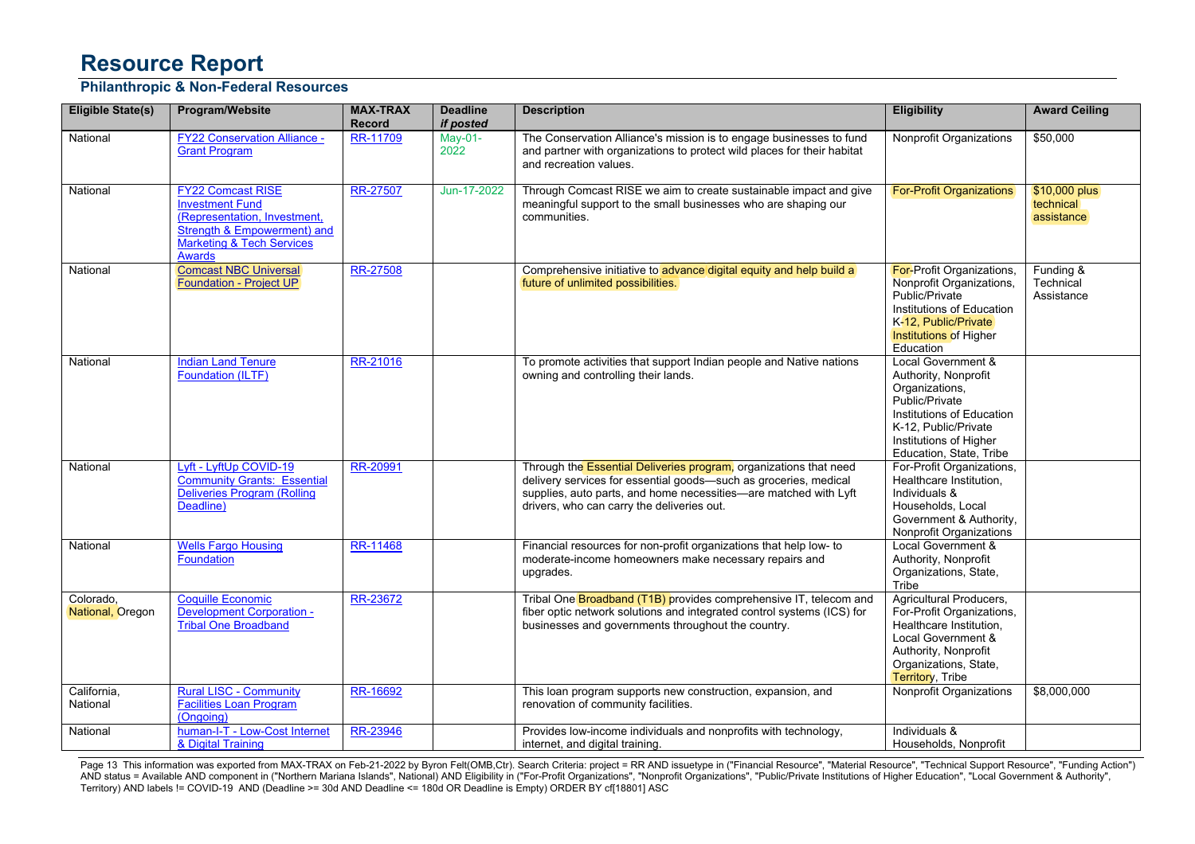# Resource Report

## Philanthropic & Non-Federal Resources

| Eligible State(s) | Program/Website | MAX-TRAX Record | Deadline *if posted* | Description | Eligibility | Award Ceiling |
|---|---|---|---|---|---|---|
| National | FY22 Conservation Alliance - Grant Program | RR-11709 | May-01-2022 | The Conservation Alliance's mission is to engage businesses to fund and partner with organizations to protect wild places for their habitat and recreation values. | Nonprofit Organizations | $50,000 |
| National | FY22 Comcast RISE Investment Fund (Representation, Investment, Strength & Empowerment) and Marketing & Tech Services Awards | RR-27507 | Jun-17-2022 | Through Comcast RISE we aim to create sustainable impact and give meaningful support to the small businesses who are shaping our communities. | For-Profit Organizations | $10,000 plus technical assistance |
| National | Comcast NBC Universal Foundation - Project UP | RR-27508 | | Comprehensive initiative to advance digital equity and help build a future of unlimited possibilities. | For-Profit Organizations, Nonprofit Organizations, Public/Private Institutions of Education K-12, Public/Private Institutions of Higher Education | Funding & Technical Assistance |
| National | Indian Land Tenure Foundation (ILTF) | RR-21016 | | To promote activities that support Indian people and Native nations owning and controlling their lands. | Local Government & Authority, Nonprofit Organizations, Public/Private Institutions of Education K-12, Public/Private Institutions of Higher Education, State, Tribe | |
| National | Lyft - LyftUp COVID-19 Community Grants: Essential Deliveries Program (Rolling Deadline) | RR-20991 | | Through the Essential Deliveries program, organizations that need delivery services for essential goods—such as groceries, medical supplies, auto parts, and home necessities—are matched with Lyft drivers, who can carry the deliveries out. | For-Profit Organizations, Healthcare Institution, Individuals & Households, Local Government & Authority, Nonprofit Organizations | |
| National | Wells Fargo Housing Foundation | RR-11468 | | Financial resources for non-profit organizations that help low- to moderate-income homeowners make necessary repairs and upgrades. | Local Government & Authority, Nonprofit Organizations, State, Tribe | |
| Colorado, National, Oregon | Coquille Economic Development Corporation - Tribal One Broadband | RR-23672 | | Tribal One Broadband (T1B) provides comprehensive IT, telecom and fiber optic network solutions and integrated control systems (ICS) for businesses and governments throughout the country. | Agricultural Producers, For-Profit Organizations, Healthcare Institution, Local Government & Authority, Nonprofit Organizations, State, Territory, Tribe | |
| California, National | Rural LISC - Community Facilities Loan Program (Ongoing) | RR-16692 | | This loan program supports new construction, expansion, and renovation of community facilities. | Nonprofit Organizations | $8,000,000 |
| National | human-I-T - Low-Cost Internet & Digital Training | RR-23946 | | Provides low-income individuals and nonprofits with technology, internet, and digital training. | Individuals & Households, Nonprofit | |

This information was exported from MAX-TRAX on Feb-21-2022 by Byron Felt(OMB,Ctr). Search Criteria: project = RR AND issuetype in ("Financial Resource", "Material Resource", "Technical Support Resource", "Funding Action") AND status = Available AND component in ("Northern Mariana Islands", National) AND Eligibility in ("For-Profit Organizations", "Nonprofit Organizations", "Public/Private Institutions of Higher Education", "Local Government & Authority", Territory) AND labels != COVID-19 AND (Deadline >= 30d AND Deadline <= 180d OR Deadline is Empty) ORDER BY cf[18801] ASC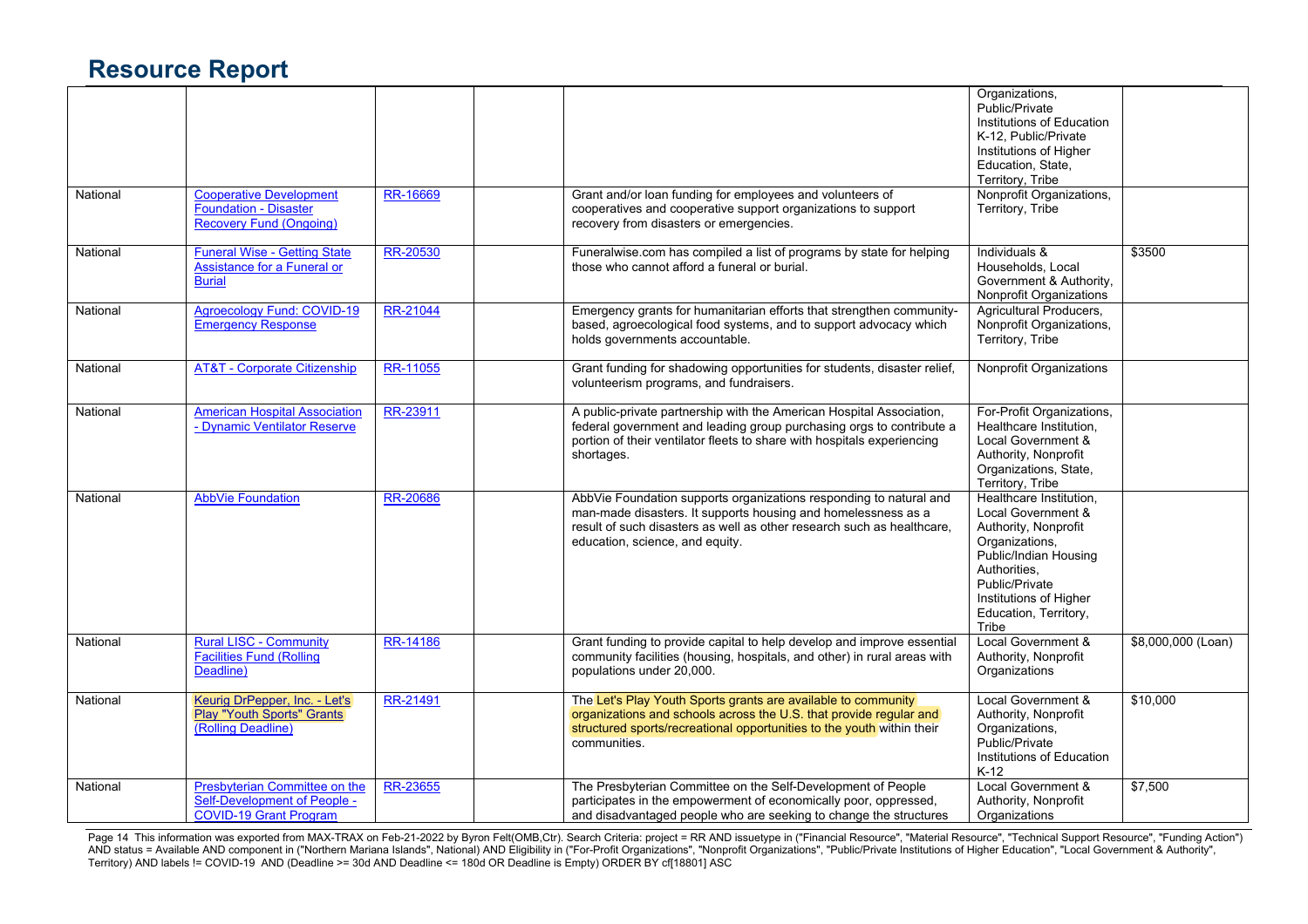# Resource Report

| | | | | | | |
|---|---|---|---|---|---|---|
| | | | | | Organizations, Public/Private Institutions of Education K-12, Public/Private Institutions of Higher Education, State, Territory, Tribe | |
| National | Cooperative Development Foundation - Disaster Recovery Fund (Ongoing) | RR-16669 | | Grant and/or loan funding for employees and volunteers of cooperatives and cooperative support organizations to support recovery from disasters or emergencies. | Nonprofit Organizations, Territory, Tribe | |
| National | Funeral Wise - Getting State Assistance for a Funeral or Burial | RR-20530 | | Funeralwise.com has compiled a list of programs by state for helping those who cannot afford a funeral or burial. | Individuals & Households, Local Government & Authority, Nonprofit Organizations | $3500 |
| National | Agroecology Fund: COVID-19 Emergency Response | RR-21044 | | Emergency grants for humanitarian efforts that strengthen community-based, agroecological food systems, and to support advocacy which holds governments accountable. | Agricultural Producers, Nonprofit Organizations, Territory, Tribe | |
| National | AT&T - Corporate Citizenship | RR-11055 | | Grant funding for shadowing opportunities for students, disaster relief, volunteerism programs, and fundraisers. | Nonprofit Organizations | |
| National | American Hospital Association - Dynamic Ventilator Reserve | RR-23911 | | A public-private partnership with the American Hospital Association, federal government and leading group purchasing orgs to contribute a portion of their ventilator fleets to share with hospitals experiencing shortages. | For-Profit Organizations, Healthcare Institution, Local Government & Authority, Nonprofit Organizations, State, Territory, Tribe | |
| National | AbbVie Foundation | RR-20686 | | AbbVie Foundation supports organizations responding to natural and man-made disasters. It supports housing and homelessness as a result of such disasters as well as other research such as healthcare, education, science, and equity. | Healthcare Institution, Local Government & Authority, Nonprofit Organizations, Public/Indian Housing Authorities, Public/Private Institutions of Higher Education, Territory, Tribe | |
| National | Rural LISC - Community Facilities Fund (Rolling Deadline) | RR-14186 | | Grant funding to provide capital to help develop and improve essential community facilities (housing, hospitals, and other) in rural areas with populations under 20,000. | Local Government & Authority, Nonprofit Organizations | $8,000,000 (Loan) |
| National | Keurig DrPepper, Inc. - Let's Play "Youth Sports" Grants (Rolling Deadline) | RR-21491 | | The Let's Play Youth Sports grants are available to community organizations and schools across the U.S. that provide regular and structured sports/recreational opportunities to the youth within their communities. | Local Government & Authority, Nonprofit Organizations, Public/Private Institutions of Education K-12 | $10,000 |
| National | Presbyterian Committee on the Self-Development of People - COVID-19 Grant Program | RR-23655 | | The Presbyterian Committee on the Self-Development of People participates in the empowerment of economically poor, oppressed, and disadvantaged people who are seeking to change the structures | Local Government & Authority, Nonprofit Organizations | $7,500 |

This information was exported from MAX-TRAX on Feb-21-2022 by Byron Felt(OMB,Ctr). Search Criteria: project = RR AND issuetype in ("Financial Resource", "Material Resource", "Technical Support Resource", "Funding Action") AND status = Available AND component in ("Northern Mariana Islands", National) AND Eligibility in ("For-Profit Organizations", "Nonprofit Organizations", "Public/Private Institutions of Higher Education", "Local Government & Authority", Territory) AND labels != COVID-19 AND (Deadline >= 30d AND Deadline <= 180d OR Deadline is Empty) ORDER BY cf[18801] ASC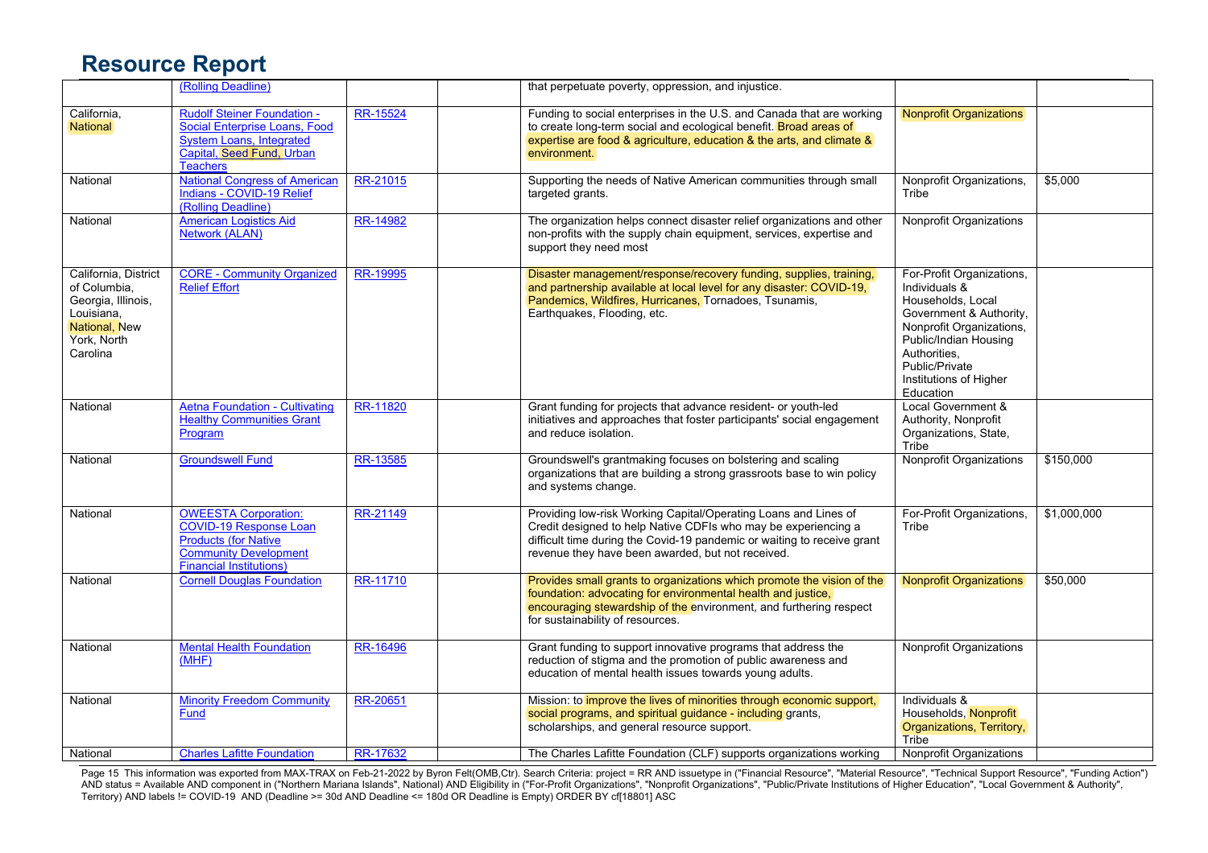# Resource Report

| | | | | | | |
|---|---|---|---|---|---|---|
| | (Rolling Deadline) | | | that perpetuate poverty, oppression, and injustice. | | |
| California, National | Rudolf Steiner Foundation - Social Enterprise Loans, Food System Loans, Integrated Capital, Seed Fund, Urban Teachers | RR-15524 | | Funding to social enterprises in the U.S. and Canada that are working to create long-term social and ecological benefit. Broad areas of expertise are food & agriculture, education & the arts, and climate & environment. | Nonprofit Organizations | |
| National | National Congress of American Indians - COVID-19 Relief (Rolling Deadline) | RR-21015 | | Supporting the needs of Native American communities through small targeted grants. | Nonprofit Organizations, Tribe | $5,000 |
| National | American Logistics Aid Network (ALAN) | RR-14982 | | The organization helps connect disaster relief organizations and other non-profits with the supply chain equipment, services, expertise and support they need most | Nonprofit Organizations | |
| California, District of Columbia, Georgia, Illinois, Louisiana, National, New York, North Carolina | CORE - Community Organized Relief Effort | RR-19995 | | Disaster management/response/recovery funding, supplies, training, and partnership available at local level for any disaster: COVID-19, Pandemics, Wildfires, Hurricanes, Tornadoes, Tsunamis, Earthquakes, Flooding, etc. | For-Profit Organizations, Individuals & Households, Local Government & Authority, Nonprofit Organizations, Public/Indian Housing Authorities, Public/Private Institutions of Higher Education | |
| National | Aetna Foundation - Cultivating Healthy Communities Grant Program | RR-11820 | | Grant funding for projects that advance resident- or youth-led initiatives and approaches that foster participants' social engagement and reduce isolation. | Local Government & Authority, Nonprofit Organizations, State, Tribe | |
| National | Groundswell Fund | RR-13585 | | Groundswell's grantmaking focuses on bolstering and scaling organizations that are building a strong grassroots base to win policy and systems change. | Nonprofit Organizations | $150,000 |
| National | OWEESTA Corporation: COVID-19 Response Loan Products (for Native Community Development Financial Institutions) | RR-21149 | | Providing low-risk Working Capital/Operating Loans and Lines of Credit designed to help Native CDFIs who may be experiencing a difficult time during the Covid-19 pandemic or waiting to receive grant revenue they have been awarded, but not received. | For-Profit Organizations, Tribe | $1,000,000 |
| National | Cornell Douglas Foundation | RR-11710 | | Provides small grants to organizations which promote the vision of the foundation: advocating for environmental health and justice, encouraging stewardship of the environment, and furthering respect for sustainability of resources. | Nonprofit Organizations | $50,000 |
| National | Mental Health Foundation (MHF) | RR-16496 | | Grant funding to support innovative programs that address the reduction of stigma and the promotion of public awareness and education of mental health issues towards young adults. | Nonprofit Organizations | |
| National | Minority Freedom Community Fund | RR-20651 | | Mission: to improve the lives of minorities through economic support, social programs, and spiritual guidance - including grants, scholarships, and general resource support. | Individuals & Households, Nonprofit Organizations, Territory, Tribe | |
| National | Charles Lafitte Foundation | RR-17632 | | The Charles Lafitte Foundation (CLF) supports organizations working | Nonprofit Organizations | |

Page 15 This information was exported from MAX-TRAX on Feb-21-2022 by Byron Felt(OMB,Ctr). Search Criteria: project = RR AND issuetype in ("Financial Resource", "Material Resource", "Technical Support Resource", "Funding Action") AND status = Available AND component in ("Northern Mariana Islands", National) AND Eligibility in ("For-Profit Organizations", "Nonprofit Organizations", "Public/Private Institutions of Higher Education", "Local Government & Authority", Territory) AND labels != COVID-19 AND (Deadline >= 30d AND Deadline <= 180d OR Deadline is Empty) ORDER BY cf[18801] ASC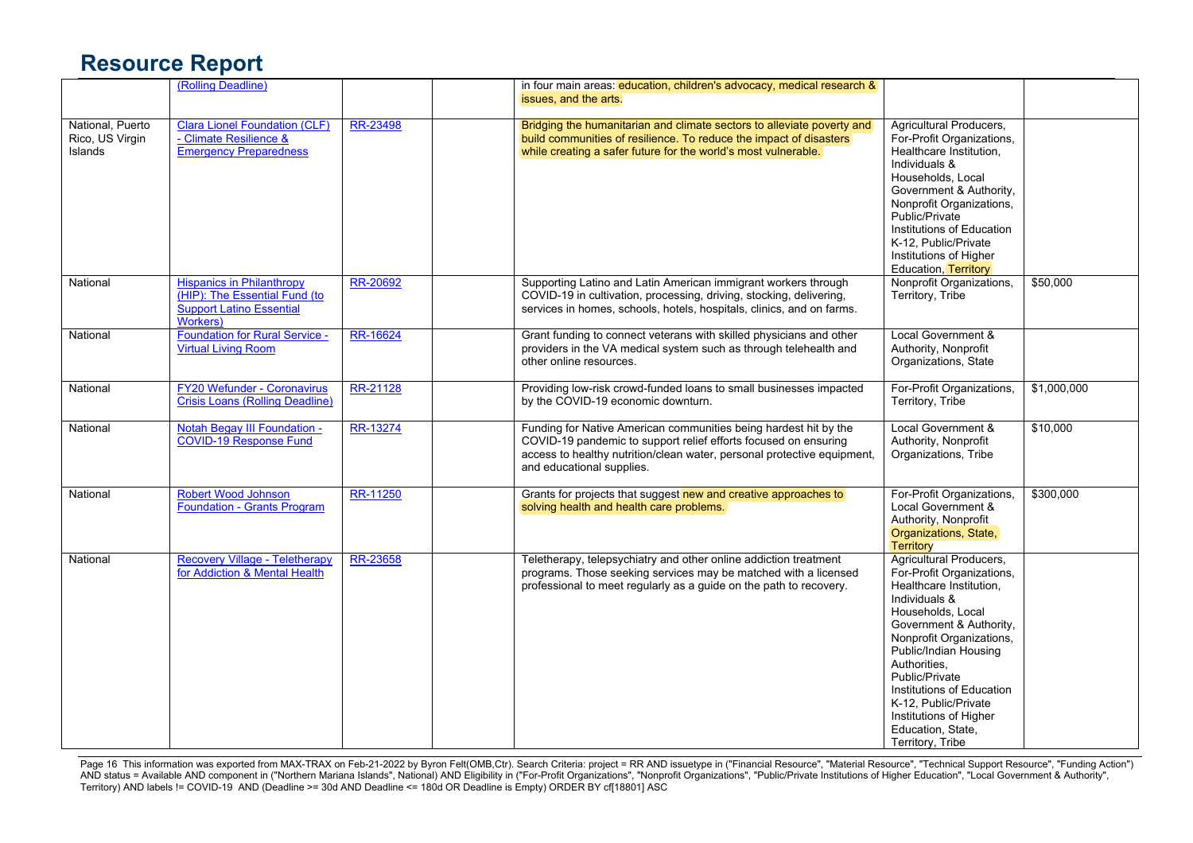# Resource Report

| | | | | | | |
|---|---|---|---|---|---|---|
| | (Rolling Deadline) | | | in four main areas: education, children's advocacy, medical research & issues, and the arts. | | |
| National, Puerto Rico, US Virgin Islands | Clara Lionel Foundation (CLF) - Climate Resilience & Emergency Preparedness | RR-23498 | | Bridging the humanitarian and climate sectors to alleviate poverty and build communities of resilience. To reduce the impact of disasters while creating a safer future for the world's most vulnerable. | Agricultural Producers, For-Profit Organizations, Healthcare Institution, Individuals & Households, Local Government & Authority, Nonprofit Organizations, Public/Private Institutions of Education K-12, Public/Private Institutions of Higher Education, Territory | |
| National | Hispanics in Philanthropy (HIP): The Essential Fund (to Support Latino Essential Workers) | RR-20692 | | Supporting Latino and Latin American immigrant workers through COVID-19 in cultivation, processing, driving, stocking, delivering, services in homes, schools, hotels, hospitals, clinics, and on farms. | Nonprofit Organizations, Territory, Tribe | $50,000 |
| National | Foundation for Rural Service - Virtual Living Room | RR-16624 | | Grant funding to connect veterans with skilled physicians and other providers in the VA medical system such as through telehealth and other online resources. | Local Government & Authority, Nonprofit Organizations, State | |
| National | FY20 Wefunder - Coronavirus Crisis Loans (Rolling Deadline) | RR-21128 | | Providing low-risk crowd-funded loans to small businesses impacted by the COVID-19 economic downturn. | For-Profit Organizations, Territory, Tribe | $1,000,000 |
| National | Notah Begay III Foundation - COVID-19 Response Fund | RR-13274 | | Funding for Native American communities being hardest hit by the COVID-19 pandemic to support relief efforts focused on ensuring access to healthy nutrition/clean water, personal protective equipment, and educational supplies. | Local Government & Authority, Nonprofit Organizations, Tribe | $10,000 |
| National | Robert Wood Johnson Foundation - Grants Program | RR-11250 | | Grants for projects that suggest new and creative approaches to solving health and health care problems. | For-Profit Organizations, Local Government & Authority, Nonprofit Organizations, State, Territory | $300,000 |
| National | Recovery Village - Teletherapy for Addiction & Mental Health | RR-23658 | | Teletherapy, telepsychiatry and other online addiction treatment programs. Those seeking services may be matched with a licensed professional to meet regularly as a guide on the path to recovery. | Agricultural Producers, For-Profit Organizations, Healthcare Institution, Individuals & Households, Local Government & Authority, Nonprofit Organizations, Public/Indian Housing Authorities, Public/Private Institutions of Education K-12, Public/Private Institutions of Higher Education, State, Territory, Tribe | |

This information was exported from MAX-TRAX on Feb-21-2022 by Byron Felt(OMB,Ctr). Search Criteria: project = RR AND issuetype in ("Financial Resource", "Material Resource", "Technical Support Resource", "Funding Action") AND status = Available AND component in ("Northern Mariana Islands", National) AND Eligibility in ("For-Profit Organizations", "Nonprofit Organizations", "Public/Private Institutions of Higher Education", "Local Government & Authority", Territory) AND labels != COVID-19 AND (Deadline >= 30d AND Deadline <= 180d OR Deadline is Empty) ORDER BY cf[18801] ASC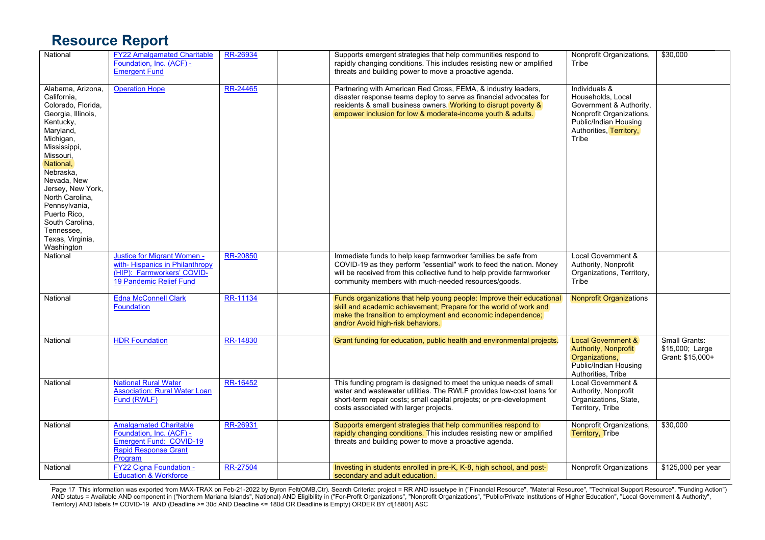# Resource Report

| | | | | | | |
|---|---|---|---|---|---|---|
| National | FY22 Amalgamated Charitable Foundation, Inc. (ACF) - Emergent Fund | RR-26934 | | Supports emergent strategies that help communities respond to rapidly changing conditions. This includes resisting new or amplified threats and building power to move a proactive agenda. | Nonprofit Organizations, Tribe | $30,000 |
| Alabama, Arizona, California, Colorado, Florida, Georgia, Illinois, Kentucky, Maryland, Michigan, Mississippi, Missouri, National, Nebraska, Nevada, New Jersey, New York, North Carolina, Pennsylvania, Puerto Rico, South Carolina, Tennessee, Texas, Virginia, Washington | Operation Hope | RR-24465 | | Partnering with American Red Cross, FEMA, & industry leaders, disaster response teams deploy to serve as financial advocates for residents & small business owners. Working to disrupt poverty & empower inclusion for low & moderate-income youth & adults. | Individuals & Households, Local Government & Authority, Nonprofit Organizations, Public/Indian Housing Authorities, Territory, Tribe | |
| National | Justice for Migrant Women - with- Hispanics in Philanthropy (HIP): Farmworkers' COVID-19 Pandemic Relief Fund | RR-20850 | | Immediate funds to help keep farmworker families be safe from COVID-19 as they perform "essential" work to feed the nation. Money will be received from this collective fund to help provide farmworker community members with much-needed resources/goods. | Local Government & Authority, Nonprofit Organizations, Territory, Tribe | |
| National | Edna McConnell Clark Foundation | RR-11134 | | Funds organizations that help young people: Improve their educational skill and academic achievement; Prepare for the world of work and make the transition to employment and economic independence; and/or Avoid high-risk behaviors. | Nonprofit Organizations | |
| National | HDR Foundation | RR-14830 | | Grant funding for education, public health and environmental projects. | Local Government & Authority, Nonprofit Organizations, Public/Indian Housing Authorities, Tribe | Small Grants: $15,000; Large Grant: $15,000+ |
| National | National Rural Water Association: Rural Water Loan Fund (RWLF) | RR-16452 | | This funding program is designed to meet the unique needs of small water and wastewater utilities. The RWLF provides low-cost loans for short-term repair costs; small capital projects; or pre-development costs associated with larger projects. | Local Government & Authority, Nonprofit Organizations, State, Territory, Tribe | |
| National | Amalgamated Charitable Foundation, Inc. (ACF) - Emergent Fund: COVID-19 Rapid Response Grant Program | RR-26931 | | Supports emergent strategies that help communities respond to rapidly changing conditions. This includes resisting new or amplified threats and building power to move a proactive agenda. | Nonprofit Organizations, Territory, Tribe | $30,000 |
| National | FY22 Cigna Foundation - Education & Workforce | RR-27504 | | Investing in students enrolled in pre-K, K-8, high school, and post-secondary and adult education. | Nonprofit Organizations | $125,000 per year |

Page 17 This information was exported from MAX-TRAX on Feb-21-2022 by Byron Felt(OMB,Ctr). Search Criteria: project = RR AND issuetype in ("Financial Resource", "Material Resource", "Technical Support Resource", "Funding Action") AND status = Available AND component in ("Northern Mariana Islands", National) AND Eligibility in ("For-Profit Organizations", "Nonprofit Organizations", "Public/Private Institutions of Higher Education", "Local Government & Authority", Territory) AND labels != COVID-19 AND (Deadline >= 30d AND Deadline <= 180d OR Deadline is Empty) ORDER BY cf[18801] ASC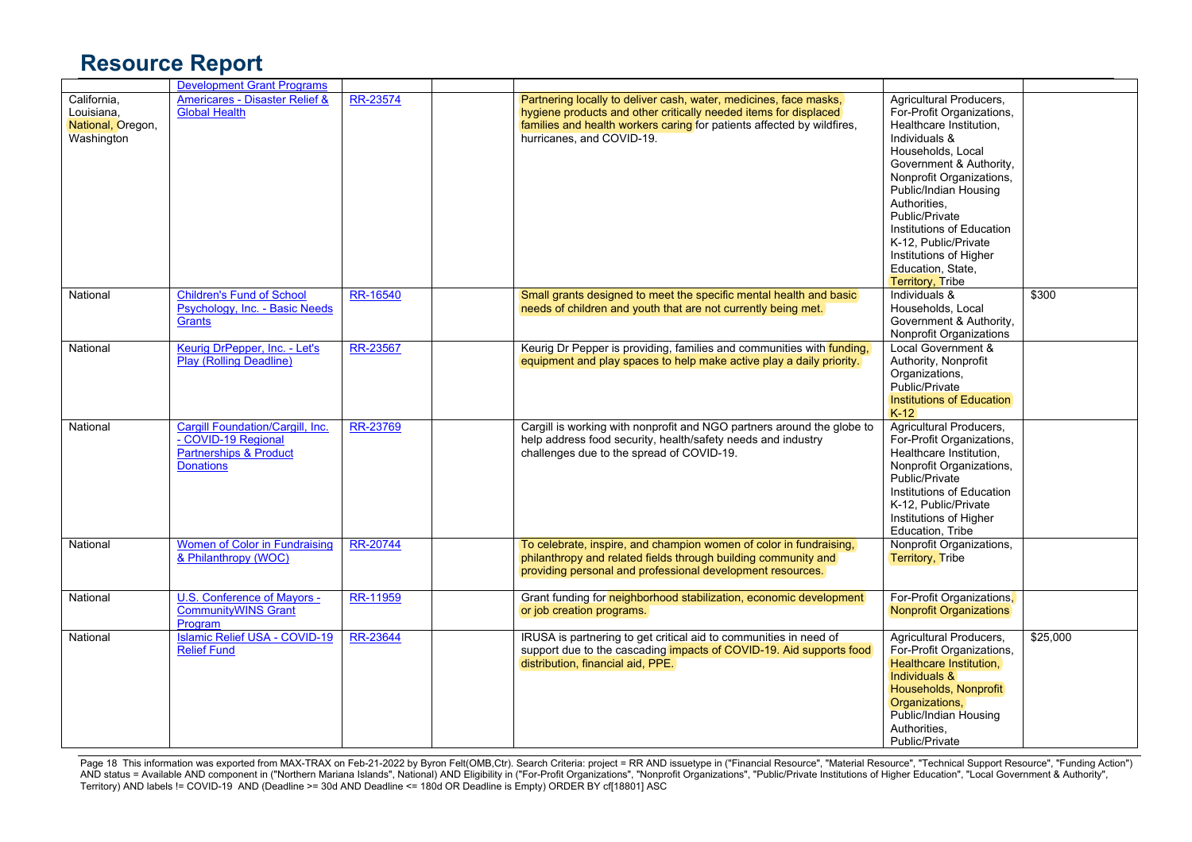# Resource Report

| | | | | | | |
|---|---|---|---|---|---|---|
| | Development Grant Programs | | | | | |
| California, Louisiana, National, Oregon, Washington | Americares - Disaster Relief & Global Health | RR-23574 | | Partnering locally to deliver cash, water, medicines, face masks, hygiene products and other critically needed items for displaced families and health workers caring for patients affected by wildfires, hurricanes, and COVID-19. | Agricultural Producers, For-Profit Organizations, Healthcare Institution, Individuals & Households, Local Government & Authority, Nonprofit Organizations, Public/Indian Housing Authorities, Public/Private Institutions of Education K-12, Public/Private Institutions of Higher Education, State, Territory, Tribe | |
| National | Children's Fund of School Psychology, Inc. - Basic Needs Grants | RR-16540 | | Small grants designed to meet the specific mental health and basic needs of children and youth that are not currently being met. | Individuals & Households, Local Government & Authority, Nonprofit Organizations | $300 |
| National | Keurig DrPepper, Inc. - Let's Play (Rolling Deadline) | RR-23567 | | Keurig Dr Pepper is providing, families and communities with funding, equipment and play spaces to help make active play a daily priority. | Local Government & Authority, Nonprofit Organizations, Public/Private Institutions of Education K-12 | |
| National | Cargill Foundation/Cargill, Inc. - COVID-19 Regional Partnerships & Product Donations | RR-23769 | | Cargill is working with nonprofit and NGO partners around the globe to help address food security, health/safety needs and industry challenges due to the spread of COVID-19. | Agricultural Producers, For-Profit Organizations, Healthcare Institution, Nonprofit Organizations, Public/Private Institutions of Education K-12, Public/Private Institutions of Higher Education, Tribe | |
| National | Women of Color in Fundraising & Philanthropy (WOC) | RR-20744 | | To celebrate, inspire, and champion women of color in fundraising, philanthropy and related fields through building community and providing personal and professional development resources. | Nonprofit Organizations, Territory, Tribe | |
| National | U.S. Conference of Mayors - CommunityWINS Grant Program | RR-11959 | | Grant funding for neighborhood stabilization, economic development or job creation programs. | For-Profit Organizations, Nonprofit Organizations | |
| National | Islamic Relief USA - COVID-19 Relief Fund | RR-23644 | | IRUSA is partnering to get critical aid to communities in need of support due to the cascading impacts of COVID-19. Aid supports food distribution, financial aid, PPE. | Agricultural Producers, For-Profit Organizations, Healthcare Institution, Individuals & Households, Nonprofit Organizations, Public/Indian Housing Authorities, Public/Private | $25,000 |

This information was exported from MAX-TRAX on Feb-21-2022 by Byron Felt(OMB,Ctr). Search Criteria: project = RR AND issuetype in ("Financial Resource", "Material Resource", "Technical Support Resource", "Funding Action") AND status = Available AND component in ("Northern Mariana Islands", National) AND Eligibility in ("For-Profit Organizations", "Nonprofit Organizations", "Public/Private Institutions of Higher Education", "Local Government & Authority", Territory) AND labels != COVID-19 AND (Deadline >= 30d AND Deadline <= 180d OR Deadline is Empty) ORDER BY cf[18801] ASC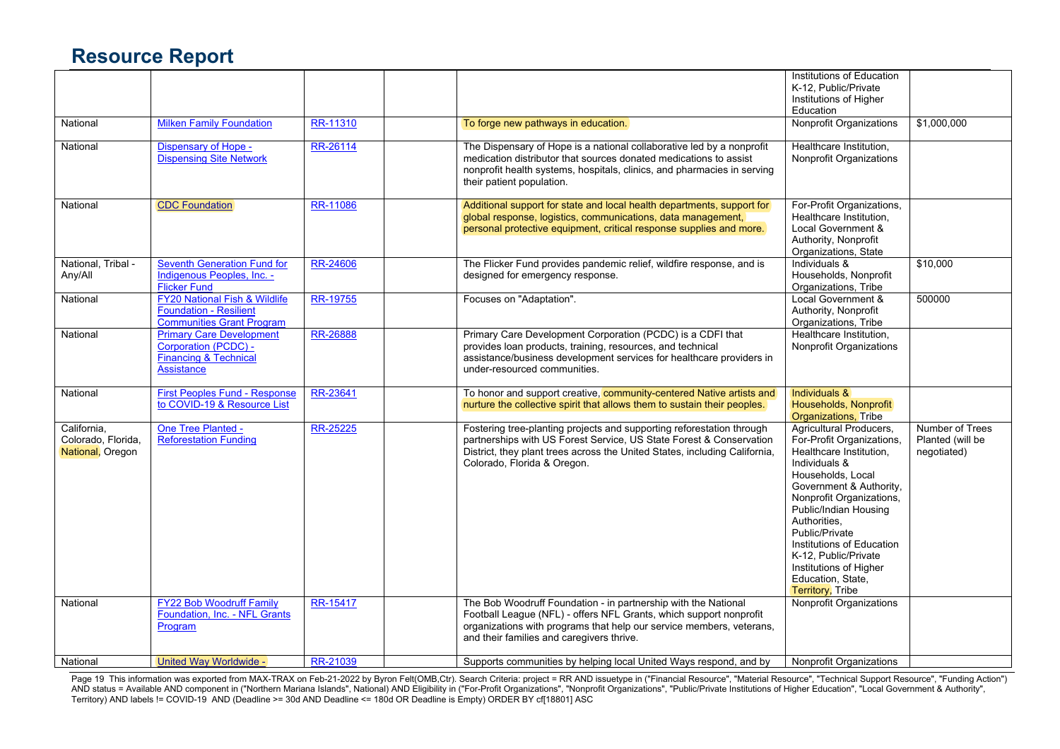# Resource Report

| | | | | | | |
|---|---|---|---|---|---|---|
| | | | | | Institutions of Education K-12, Public/Private Institutions of Higher Education | |
| National | Milken Family Foundation | RR-11310 | | To forge new pathways in education. | Nonprofit Organizations | $1,000,000 |
| National | Dispensary of Hope - Dispensing Site Network | RR-26114 | | The Dispensary of Hope is a national collaborative led by a nonprofit medication distributor that sources donated medications to assist nonprofit health systems, hospitals, clinics, and pharmacies in serving their patient population. | Healthcare Institution, Nonprofit Organizations | |
| National | CDC Foundation | RR-11086 | | Additional support for state and local health departments, support for global response, logistics, communications, data management, personal protective equipment, critical response supplies and more. | For-Profit Organizations, Healthcare Institution, Local Government & Authority, Nonprofit Organizations, State | |
| National, Tribal - Any/All | Seventh Generation Fund for Indigenous Peoples, Inc. - Flicker Fund | RR-24606 | | The Flicker Fund provides pandemic relief, wildfire response, and is designed for emergency response. | Individuals & Households, Nonprofit Organizations, Tribe | $10,000 |
| National | FY20 National Fish & Wildlife Foundation - Resilient Communities Grant Program | RR-19755 | | Focuses on "Adaptation". | Local Government & Authority, Nonprofit Organizations, Tribe | 500000 |
| National | Primary Care Development Corporation (PCDC) - Financing & Technical Assistance | RR-26888 | | Primary Care Development Corporation (PCDC) is a CDFI that provides loan products, training, resources, and technical assistance/business development services for healthcare providers in under-resourced communities. | Healthcare Institution, Nonprofit Organizations | |
| National | First Peoples Fund - Response to COVID-19 & Resource List | RR-23641 | | To honor and support creative, community-centered Native artists and nurture the collective spirit that allows them to sustain their peoples. | Individuals & Households, Nonprofit Organizations, Tribe | |
| California, Colorado, Florida, National, Oregon | One Tree Planted - Reforestation Funding | RR-25225 | | Fostering tree-planting projects and supporting reforestation through partnerships with US Forest Service, US State Forest & Conservation District, they plant trees across the United States, including California, Colorado, Florida & Oregon. | Agricultural Producers, For-Profit Organizations, Healthcare Institution, Individuals & Households, Local Government & Authority, Nonprofit Organizations, Public/Indian Housing Authorities, Public/Private Institutions of Education K-12, Public/Private Institutions of Higher Education, State, Territory, Tribe | Number of Trees Planted (will be negotiated) |
| National | FY22 Bob Woodruff Family Foundation, Inc. - NFL Grants Program | RR-15417 | | The Bob Woodruff Foundation - in partnership with the National Football League (NFL) - offers NFL Grants, which support nonprofit organizations with programs that help our service members, veterans, and their families and caregivers thrive. | Nonprofit Organizations | |
| National | United Way Worldwide - | RR-21039 | | Supports communities by helping local United Ways respond, and by | Nonprofit Organizations | |

This information was exported from MAX-TRAX on Feb-21-2022 by Byron Felt(OMB,Ctr). Search Criteria: project = RR AND issuetype in ("Financial Resource", "Material Resource", "Technical Support Resource", "Funding Action") AND status = Available AND component in ("Northern Mariana Islands", National) AND Eligibility in ("For-Profit Organizations", "Nonprofit Organizations", "Public/Private Institutions of Higher Education", "Local Government & Authority", Territory) AND labels != COVID-19 AND (Deadline >= 30d AND Deadline <= 180d OR Deadline is Empty) ORDER BY cf[18801] ASC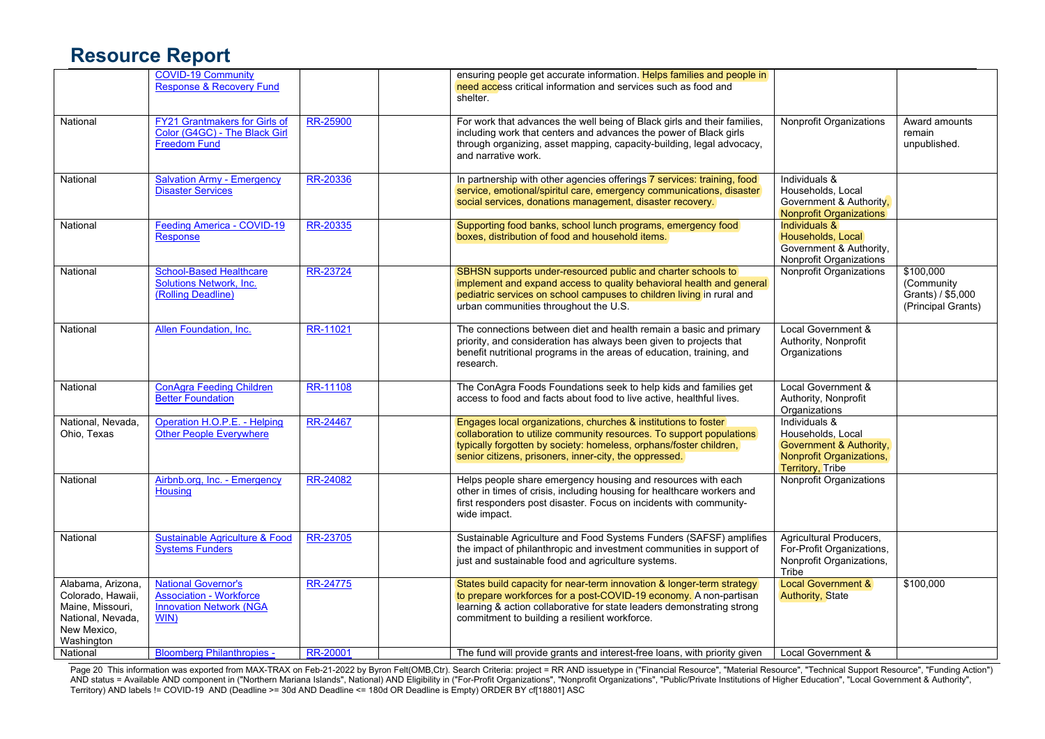| | | | | | | |
|---|---|---|---|---|---|---|
| | COVID-19 Community Response & Recovery Fund | | | ensuring people get accurate information. Helps families and people in need access critical information and services such as food and shelter. | | |
| National | FY21 Grantmakers for Girls of Color (G4GC) - The Black Girl Freedom Fund | RR-25900 | | For work that advances the well being of Black girls and their families, including work that centers and advances the power of Black girls through organizing, asset mapping, capacity-building, legal advocacy, and narrative work. | Nonprofit Organizations | Award amounts remain unpublished. |
| National | Salvation Army - Emergency Disaster Services | RR-20336 | | In partnership with other agencies offerings 7 services: training, food service, emotional/spiritual care, emergency communications, disaster social services, donations management, disaster recovery. | Individuals & Households, Local Government & Authority, Nonprofit Organizations | |
| National | Feeding America - COVID-19 Response | RR-20335 | | Supporting food banks, school lunch programs, emergency food boxes, distribution of food and household items. | Individuals & Households, Local Government & Authority, Nonprofit Organizations | |
| National | School-Based Healthcare Solutions Network, Inc. (Rolling Deadline) | RR-23724 | | SBHSN supports under-resourced public and charter schools to implement and expand access to quality behavioral health and general pediatric services on school campuses to children living in rural and urban communities throughout the U.S. | Nonprofit Organizations | $100,000 (Community Grants) / $5,000 (Principal Grants) |
| National | Allen Foundation, Inc. | RR-11021 | | The connections between diet and health remain a basic and primary priority, and consideration has always been given to projects that benefit nutritional programs in the areas of education, training, and research. | Local Government & Authority, Nonprofit Organizations | |
| National | ConAgra Feeding Children Better Foundation | RR-11108 | | The ConAgra Foods Foundations seek to help kids and families get access to food and facts about food to live active, healthful lives. | Local Government & Authority, Nonprofit Organizations | |
| National, Nevada, Ohio, Texas | Operation H.O.P.E. - Helping Other People Everywhere | RR-24467 | | Engages local organizations, churches & institutions to foster collaboration to utilize community resources. To support populations typically forgotten by society: homeless, orphans/foster children, senior citizens, prisoners, inner-city, the oppressed. | Individuals & Households, Local Government & Authority, Nonprofit Organizations, Territory, Tribe | |
| National | Airbnb.org, Inc. - Emergency Housing | RR-24082 | | Helps people share emergency housing and resources with each other in times of crisis, including housing for healthcare workers and first responders post disaster. Focus on incidents with community-wide impact. | Nonprofit Organizations | |
| National | Sustainable Agriculture & Food Systems Funders | RR-23705 | | Sustainable Agriculture and Food Systems Funders (SAFSF) amplifies the impact of philanthropic and investment communities in support of just and sustainable food and agriculture systems. | Agricultural Producers, For-Profit Organizations, Nonprofit Organizations, Tribe | |
| Alabama, Arizona, Colorado, Hawaii, Maine, Missouri, National, Nevada, New Mexico, Washington | National Governor's Association - Workforce Innovation Network (NGA WIN) | RR-24775 | | States build capacity for near-term innovation & longer-term strategy to prepare workforces for a post-COVID-19 economy. A non-partisan learning & action collaborative for state leaders demonstrating strong commitment to building a resilient workforce. | Local Government & Authority, State | $100,000 |
| National | Bloomberg Philanthropies - | RR-20001 | | The fund will provide grants and interest-free loans, with priority given | Local Government & | |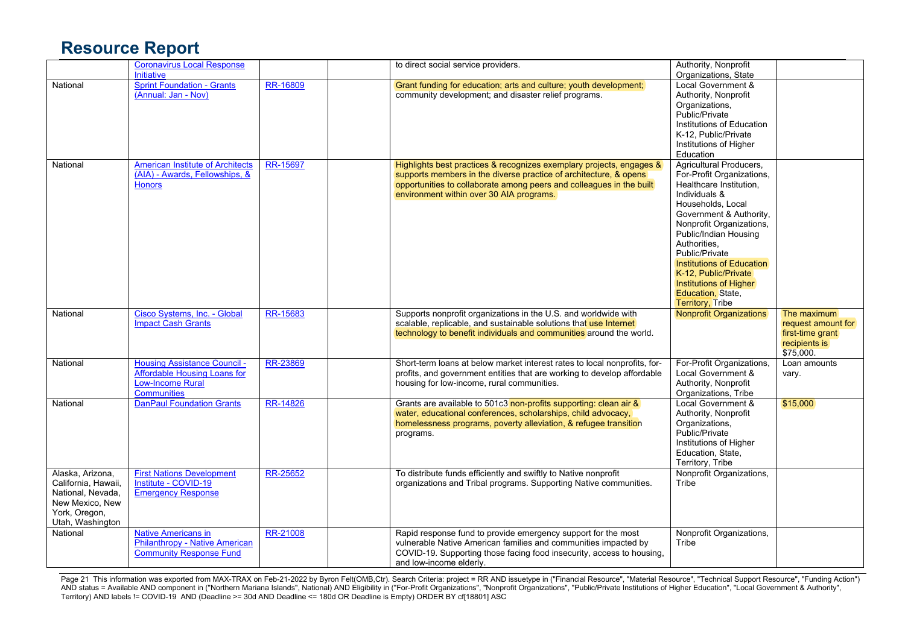# Resource Report

| | | | | | | |
|---|---|---|---|---|---|---|
| | Coronavirus Local Response Initiative | | | to direct social service providers. | Authority, Nonprofit Organizations, State | |
| National | Sprint Foundation - Grants (Annual: Jan - Nov) | RR-16809 | | Grant funding for education; arts and culture; youth development; community development; and disaster relief programs. | Local Government & Authority, Nonprofit Organizations, Public/Private Institutions of Education K-12, Public/Private Institutions of Higher Education | |
| National | American Institute of Architects (AIA) - Awards, Fellowships, & Honors | RR-15697 | | Highlights best practices & recognizes exemplary projects, engages & supports members in the diverse practice of architecture, & opens opportunities to collaborate among peers and colleagues in the built environment within over 30 AIA programs. | Agricultural Producers, For-Profit Organizations, Healthcare Institution, Individuals & Households, Local Government & Authority, Nonprofit Organizations, Public/Indian Housing Authorities, Public/Private Institutions of Education K-12, Public/Private Institutions of Higher Education, State, Territory, Tribe | |
| National | Cisco Systems, Inc. - Global Impact Cash Grants | RR-15683 | | Supports nonprofit organizations in the U.S. and worldwide with scalable, replicable, and sustainable solutions that use Internet technology to benefit individuals and communities around the world. | Nonprofit Organizations | The maximum request amount for first-time grant recipients is $75,000. |
| National | Housing Assistance Council - Affordable Housing Loans for Low-Income Rural Communities | RR-23869 | | Short-term loans at below market interest rates to local nonprofits, for-profits, and government entities that are working to develop affordable housing for low-income, rural communities. | For-Profit Organizations, Local Government & Authority, Nonprofit Organizations, Tribe | Loan amounts vary. |
| National | DanPaul Foundation Grants | RR-14826 | | Grants are available to 501c3 non-profits supporting: clean air & water, educational conferences, scholarships, child advocacy, homelessness programs, poverty alleviation, & refugee transition programs. | Local Government & Authority, Nonprofit Organizations, Public/Private Institutions of Higher Education, State, Territory, Tribe | $15,000 |
| Alaska, Arizona, California, Hawaii, National, Nevada, New Mexico, New York, Oregon, Utah, Washington | First Nations Development Institute - COVID-19 Emergency Response | RR-25652 | | To distribute funds efficiently and swiftly to Native nonprofit organizations and Tribal programs. Supporting Native communities. | Nonprofit Organizations, Tribe | |
| National | Native Americans in Philanthropy - Native American Community Response Fund | RR-21008 | | Rapid response fund to provide emergency support for the most vulnerable Native American families and communities impacted by COVID-19. Supporting those facing food insecurity, access to housing, and low-income elderly. | Nonprofit Organizations, Tribe | |

Page 21 This information was exported from MAX-TRAX on Feb-21-2022 by Byron Felt(OMB,Ctr). Search Criteria: project = RR AND issuetype in ("Financial Resource", "Material Resource", "Technical Support Resource", "Funding Action") AND status = Available AND component in ("Northern Mariana Islands", National) AND Eligibility in ("For-Profit Organizations", "Nonprofit Organizations", "Public/Private Institutions of Higher Education", "Local Government & Authority", Territory) AND labels != COVID-19 AND (Deadline >= 30d AND Deadline <= 180d OR Deadline is Empty) ORDER BY cf[18801] ASC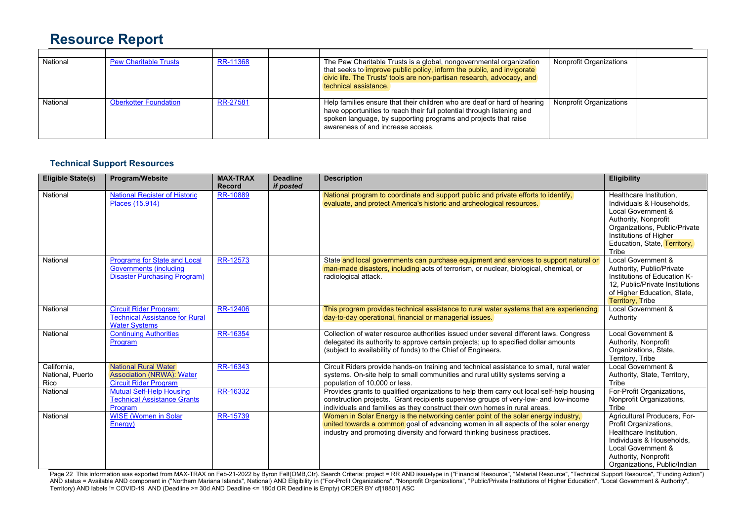# Resource Report

| | | | | | | |
|---|---|---|---|---|---|---|
| National | Pew Charitable Trusts | RR-11368 | | The Pew Charitable Trusts is a global, nongovernmental organization that seeks to improve public policy, inform the public, and invigorate civic life. The Trusts' tools are non-partisan research, advocacy, and technical assistance. | Nonprofit Organizations | |
| National | Oberkotter Foundation | RR-27581 | | Help families ensure that their children who are deaf or hard of hearing have opportunities to reach their full potential through listening and spoken language, by supporting programs and projects that raise awareness of and increase access. | Nonprofit Organizations | |

### Technical Support Resources

| Eligible State(s) | Program/Website | MAX-TRAX Record | Deadline *if posted* | Description | Eligibility |
|---|---|---|---|---|---|
| National | National Register of Historic Places (15.914) | RR-10889 | | National program to coordinate and support public and private efforts to identify, evaluate, and protect America's historic and archeological resources. | Healthcare Institution, Individuals & Households, Local Government & Authority, Nonprofit Organizations, Public/Private Institutions of Higher Education, State, Territory, Tribe |
| National | Programs for State and Local Governments (including Disaster Purchasing Program) | RR-12573 | | State and local governments can purchase equipment and services to support natural or man-made disasters, including acts of terrorism, or nuclear, biological, chemical, or radiological attack. | Local Government & Authority, Public/Private Institutions of Education K-12, Public/Private Institutions of Higher Education, State, Territory, Tribe |
| National | Circuit Rider Program: Technical Assistance for Rural Water Systems | RR-12406 | | This program provides technical assistance to rural water systems that are experiencing day-to-day operational, financial or managerial issues. | Local Government & Authority |
| National | Continuing Authorities Program | RR-16354 | | Collection of water resource authorities issued under several different laws. Congress delegated its authority to approve certain projects; up to specified dollar amounts (subject to availability of funds) to the Chief of Engineers. | Local Government & Authority, Nonprofit Organizations, State, Territory, Tribe |
| California, National, Puerto Rico | National Rural Water Association (NRWA): Water Circuit Rider Program | RR-16343 | | Circuit Riders provide hands-on training and technical assistance to small, rural water systems. On-site help to small communities and rural utility systems serving a population of 10,000 or less. | Local Government & Authority, State, Territory, Tribe |
| National | Mutual Self-Help Housing Technical Assistance Grants Program | RR-16332 | | Provides grants to qualified organizations to help them carry out local self-help housing construction projects. Grant recipients supervise groups of very-low- and low-income individuals and families as they construct their own homes in rural areas. | For-Profit Organizations, Nonprofit Organizations, Tribe |
| National | WISE (Women in Solar Energy) | RR-15739 | | Women in Solar Energy is the networking center point of the solar energy industry, united towards a common goal of advancing women in all aspects of the solar energy industry and promoting diversity and forward thinking business practices. | Agricultural Producers, For-Profit Organizations, Healthcare Institution, Individuals & Households, Local Government & Authority, Nonprofit Organizations, Public/Indian |

Page 22 This information was exported from MAX-TRAX on Feb-21-2022 by Byron Felt(OMB,Ctr). Search Criteria: project = RR AND issuetype in ("Financial Resource", "Material Resource", "Technical Support Resource", "Funding Action") AND status = Available AND component in ("Northern Mariana Islands", National) AND Eligibility in ("For-Profit Organizations", "Nonprofit Organizations", "Public/Private Institutions of Higher Education", "Local Government & Authority", Territory) AND labels != COVID-19 AND (Deadline >= 30d AND Deadline <= 180d OR Deadline is Empty) ORDER BY cf[18801] ASC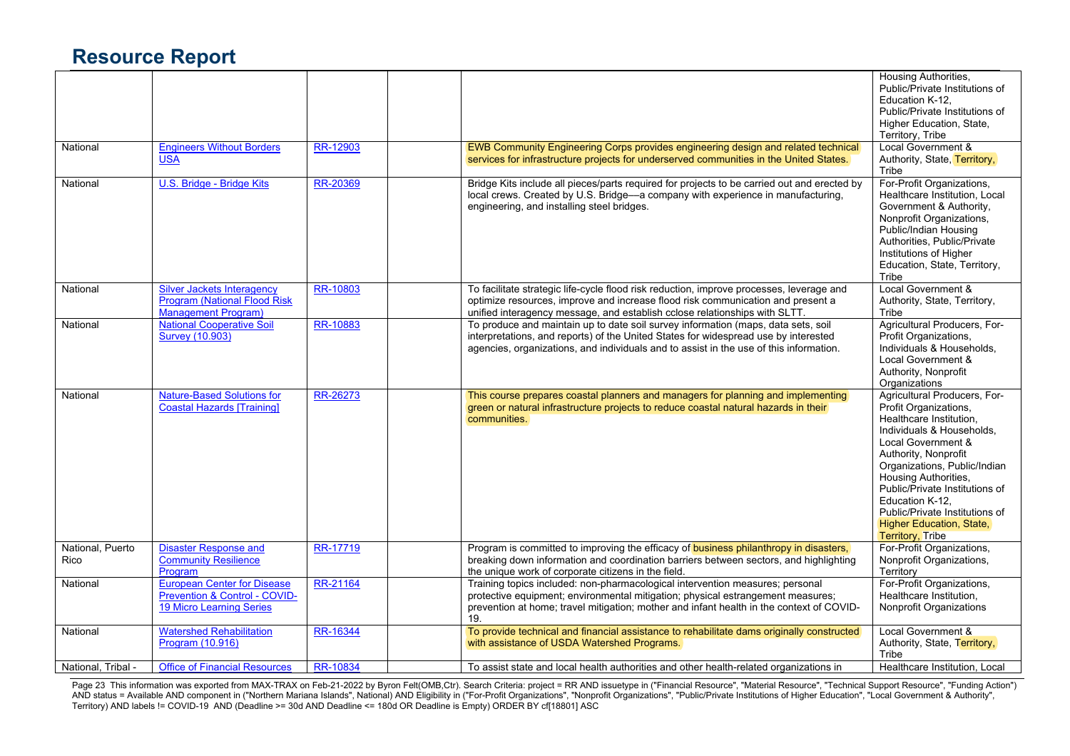# Resource Report

| | | | | | |
|---|---|---|---|---|---|
| | | | | | Housing Authorities, Public/Private Institutions of Education K-12, Public/Private Institutions of Higher Education, State, Territory, Tribe |
| National | Engineers Without Borders USA | RR-12903 | | EWB Community Engineering Corps provides engineering design and related technical services for infrastructure projects for underserved communities in the United States. | Local Government & Authority, State, Territory, Tribe |
| National | U.S. Bridge - Bridge Kits | RR-20369 | | Bridge Kits include all pieces/parts required for projects to be carried out and erected by local crews. Created by U.S. Bridge—a company with experience in manufacturing, engineering, and installing steel bridges. | For-Profit Organizations, Healthcare Institution, Local Government & Authority, Nonprofit Organizations, Public/Indian Housing Authorities, Public/Private Institutions of Higher Education, State, Territory, Tribe |
| National | Silver Jackets Interagency Program (National Flood Risk Management Program) | RR-10803 | | To facilitate strategic life-cycle flood risk reduction, improve processes, leverage and optimize resources, improve and increase flood risk communication and present a unified interagency message, and establish cclose relationships with SLTT. | Local Government & Authority, State, Territory, Tribe |
| National | National Cooperative Soil Survey (10.903) | RR-10883 | | To produce and maintain up to date soil survey information (maps, data sets, soil interpretations, and reports) of the United States for widespread use by interested agencies, organizations, and individuals and to assist in the use of this information. | Agricultural Producers, For-Profit Organizations, Individuals & Households, Local Government & Authority, Nonprofit Organizations |
| National | Nature-Based Solutions for Coastal Hazards [Training] | RR-26273 | | This course prepares coastal planners and managers for planning and implementing green or natural infrastructure projects to reduce coastal natural hazards in their communities. | Agricultural Producers, For-Profit Organizations, Healthcare Institution, Individuals & Households, Local Government & Authority, Nonprofit Organizations, Public/Indian Housing Authorities, Public/Private Institutions of Education K-12, Public/Private Institutions of Higher Education, State, Territory, Tribe |
| National, Puerto Rico | Disaster Response and Community Resilience Program | RR-17719 | | Program is committed to improving the efficacy of business philanthropy in disasters, breaking down information and coordination barriers between sectors, and highlighting the unique work of corporate citizens in the field. | For-Profit Organizations, Nonprofit Organizations, Territory |
| National | European Center for Disease Prevention & Control - COVID-19 Micro Learning Series | RR-21164 | | Training topics included: non-pharmacological intervention measures; personal protective equipment; environmental mitigation; physical estrangement measures; prevention at home; travel mitigation; mother and infant health in the context of COVID-19. | For-Profit Organizations, Healthcare Institution, Nonprofit Organizations |
| National | Watershed Rehabilitation Program (10.916) | RR-16344 | | To provide technical and financial assistance to rehabilitate dams originally constructed with assistance of USDA Watershed Programs. | Local Government & Authority, State, Territory, Tribe |
| National, Tribal - | Office of Financial Resources | RR-10834 | | To assist state and local health authorities and other health-related organizations in | Healthcare Institution, Local |

This information was exported from MAX-TRAX on Feb-21-2022 by Byron Felt(OMB,Ctr). Search Criteria: project = RR AND issuetype in ("Financial Resource", "Material Resource", "Technical Support Resource", "Funding Action") AND status = Available AND component in ("Northern Mariana Islands", National) AND Eligibility in ("For-Profit Organizations", "Nonprofit Organizations", "Public/Private Institutions of Higher Education", "Local Government & Authority", Territory) AND labels != COVID-19 AND (Deadline >= 30d AND Deadline <= 180d OR Deadline is Empty) ORDER BY cf[18801] ASC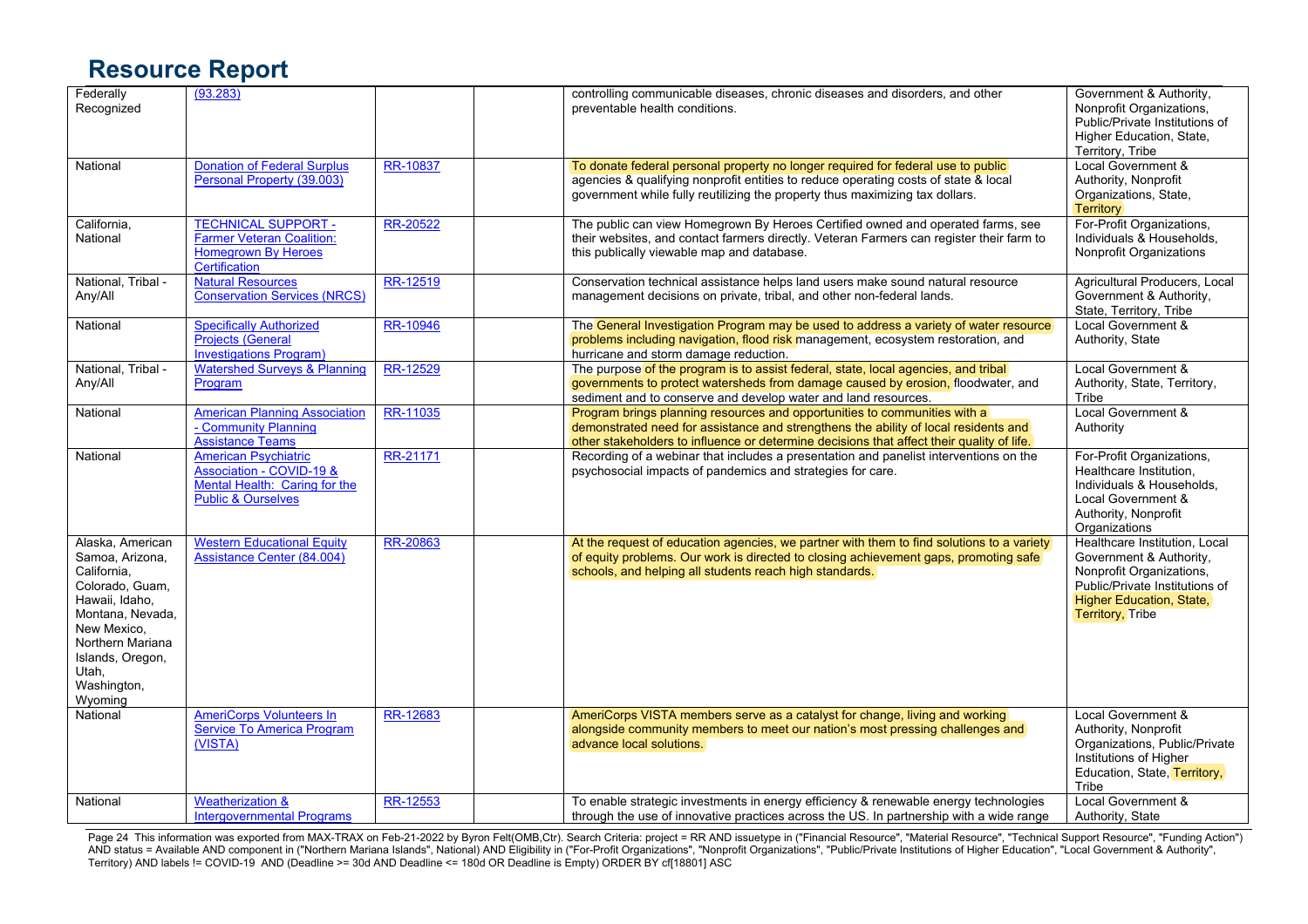# Resource Report

| | | | | | |
|---|---|---|---|---|---|
| Federally Recognized | (93.283) | | | controlling communicable diseases, chronic diseases and disorders, and other preventable health conditions. | Government & Authority, Nonprofit Organizations, Public/Private Institutions of Higher Education, State, Territory, Tribe |
| National | Donation of Federal Surplus Personal Property (39.003) | RR-10837 | | To donate federal personal property no longer required for federal use to public agencies & qualifying nonprofit entities to reduce operating costs of state & local government while fully reutilizing the property thus maximizing tax dollars. | Local Government & Authority, Nonprofit Organizations, State, Territory |
| California, National | TECHNICAL SUPPORT - Farmer Veteran Coalition: Homegrown By Heroes Certification | RR-20522 | | The public can view Homegrown By Heroes Certified owned and operated farms, see their websites, and contact farmers directly. Veteran Farmers can register their farm to this publically viewable map and database. | For-Profit Organizations, Individuals & Households, Nonprofit Organizations |
| National, Tribal - Any/All | Natural Resources Conservation Services (NRCS) | RR-12519 | | Conservation technical assistance helps land users make sound natural resource management decisions on private, tribal, and other non-federal lands. | Agricultural Producers, Local Government & Authority, State, Territory, Tribe |
| National | Specifically Authorized Projects (General Investigations Program) | RR-10946 | | The General Investigation Program may be used to address a variety of water resource problems including navigation, flood risk management, ecosystem restoration, and hurricane and storm damage reduction. | Local Government & Authority, State |
| National, Tribal - Any/All | Watershed Surveys & Planning Program | RR-12529 | | The purpose of the program is to assist federal, state, local agencies, and tribal governments to protect watersheds from damage caused by erosion, floodwater, and sediment and to conserve and develop water and land resources. | Local Government & Authority, State, Territory, Tribe |
| National | American Planning Association - Community Planning Assistance Teams | RR-11035 | | Program brings planning resources and opportunities to communities with a demonstrated need for assistance and strengthens the ability of local residents and other stakeholders to influence or determine decisions that affect their quality of life. | Local Government & Authority |
| National | American Psychiatric Association - COVID-19 & Mental Health: Caring for the Public & Ourselves | RR-21171 | | Recording of a webinar that includes a presentation and panelist interventions on the psychosocial impacts of pandemics and strategies for care. | For-Profit Organizations, Healthcare Institution, Individuals & Households, Local Government & Authority, Nonprofit Organizations |
| Alaska, American Samoa, Arizona, California, Colorado, Guam, Hawaii, Idaho, Montana, Nevada, New Mexico, Northern Mariana Islands, Oregon, Utah, Washington, Wyoming | Western Educational Equity Assistance Center (84.004) | RR-20863 | | At the request of education agencies, we partner with them to find solutions to a variety of equity problems. Our work is directed to closing achievement gaps, promoting safe schools, and helping all students reach high standards. | Healthcare Institution, Local Government & Authority, Nonprofit Organizations, Public/Private Institutions of Higher Education, State, Territory, Tribe |
| National | AmeriCorps Volunteers In Service To America Program (VISTA) | RR-12683 | | AmeriCorps VISTA members serve as a catalyst for change, living and working alongside community members to meet our nation's most pressing challenges and advance local solutions. | Local Government & Authority, Nonprofit Organizations, Public/Private Institutions of Higher Education, State, Territory, Tribe |
| National | Weatherization & Intergovernmental Programs | RR-12553 | | To enable strategic investments in energy efficiency & renewable energy technologies through the use of innovative practices across the US. In partnership with a wide range | Local Government & Authority, State |

This information was exported from MAX-TRAX on Feb-21-2022 by Byron Felt(OMB,Ctr). Search Criteria: project = RR AND issuetype in ("Financial Resource", "Material Resource", "Technical Support Resource", "Funding Action") AND status = Available AND component in ("Northern Mariana Islands", National) AND Eligibility in ("For-Profit Organizations", "Nonprofit Organizations", "Public/Private Institutions of Higher Education", "Local Government & Authority", Territory) AND labels != COVID-19 AND (Deadline >= 30d AND Deadline <= 180d OR Deadline is Empty) ORDER BY cf[18801] ASC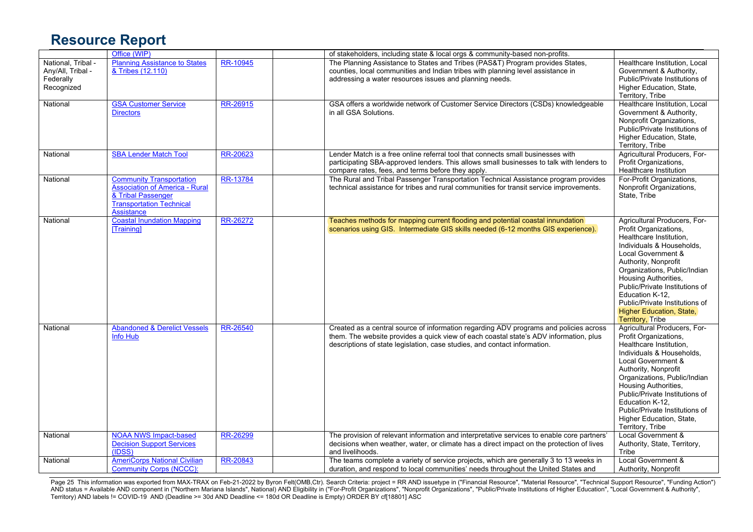# Resource Report

| | | | | | |
|---|---|---|---|---|---|
| | Office (WIP) | | | of stakeholders, including state & local orgs & community-based non-profits. | |
| National, Tribal - Any/All, Tribal - Federally Recognized | Planning Assistance to States & Tribes (12.110) | RR-10945 | | The Planning Assistance to States and Tribes (PAS&T) Program provides States, counties, local communities and Indian tribes with planning level assistance in addressing a water resources issues and planning needs. | Healthcare Institution, Local Government & Authority, Public/Private Institutions of Higher Education, State, Territory, Tribe |
| National | GSA Customer Service Directors | RR-26915 | | GSA offers a worldwide network of Customer Service Directors (CSDs) knowledgeable in all GSA Solutions. | Healthcare Institution, Local Government & Authority, Nonprofit Organizations, Public/Private Institutions of Higher Education, State, Territory, Tribe |
| National | SBA Lender Match Tool | RR-20623 | | Lender Match is a free online referral tool that connects small businesses with participating SBA-approved lenders. This allows small businesses to talk with lenders to compare rates, fees, and terms before they apply. | Agricultural Producers, For-Profit Organizations, Healthcare Institution |
| National | Community Transportation Association of America - Rural & Tribal Passenger Transportation Technical Assistance | RR-13784 | | The Rural and Tribal Passenger Transportation Technical Assistance program provides technical assistance for tribes and rural communities for transit service improvements. | For-Profit Organizations, Nonprofit Organizations, State, Tribe |
| National | Coastal Inundation Mapping [Training] | RR-26272 | | Teaches methods for mapping current flooding and potential coastal innundation scenarios using GIS. Intermediate GIS skills needed (6-12 months GIS experience). | Agricultural Producers, For-Profit Organizations, Healthcare Institution, Individuals & Households, Local Government & Authority, Nonprofit Organizations, Public/Indian Housing Authorities, Public/Private Institutions of Education K-12, Public/Private Institutions of Higher Education, State, Territory, Tribe |
| National | Abandoned & Derelict Vessels Info Hub | RR-26540 | | Created as a central source of information regarding ADV programs and policies across them. The website provides a quick view of each coastal state's ADV information, plus descriptions of state legislation, case studies, and contact information. | Agricultural Producers, For-Profit Organizations, Healthcare Institution, Individuals & Households, Local Government & Authority, Nonprofit Organizations, Public/Indian Housing Authorities, Public/Private Institutions of Education K-12, Public/Private Institutions of Higher Education, State, Territory, Tribe |
| National | NOAA NWS Impact-based Decision Support Services (IDSS) | RR-26299 | | The provision of relevant information and interpretative services to enable core partners' decisions when weather, water, or climate has a direct impact on the protection of lives and livelihoods. | Local Government & Authority, State, Territory, Tribe |
| National | AmeriCorps National Civilian Community Corps (NCCC): | RR-20843 | | The teams complete a variety of service projects, which are generally 3 to 13 weeks in duration, and respond to local communities' needs throughout the United States and | Local Government & Authority, Nonprofit |

Page 25 This information was exported from MAX-TRAX on Feb-21-2022 by Byron Felt(OMB,Ctr). Search Criteria: project = RR AND issuetype in ("Financial Resource", "Material Resource", "Technical Support Resource", "Funding Action") AND status = Available AND component in ("Northern Mariana Islands", National) AND Eligibility in ("For-Profit Organizations", "Nonprofit Organizations", "Public/Private Institutions of Higher Education", "Local Government & Authority", Territory) AND labels != COVID-19 AND (Deadline >= 30d AND Deadline <= 180d OR Deadline is Empty) ORDER BY cf[18801] ASC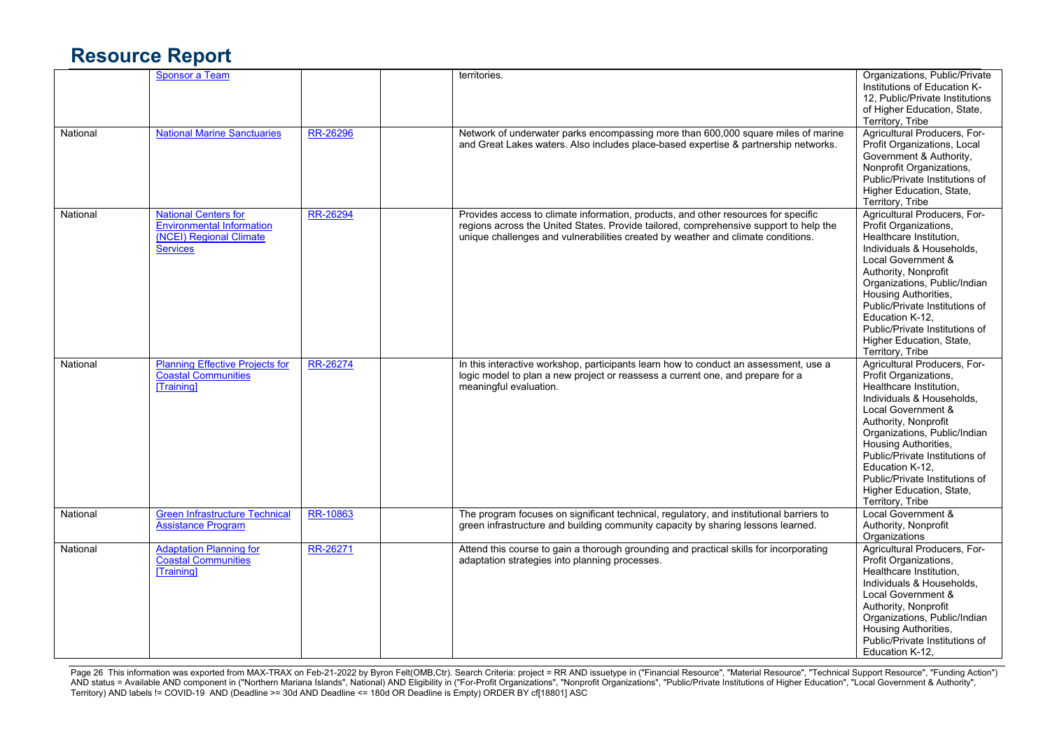# Resource Report

| | | | | | |
|---|---|---|---|---|---|
| | Sponsor a Team | | | territories. | Organizations, Public/Private Institutions of Education K-12, Public/Private Institutions of Higher Education, State, Territory, Tribe |
| National | National Marine Sanctuaries | RR-26296 | | Network of underwater parks encompassing more than 600,000 square miles of marine and Great Lakes waters. Also includes place-based expertise & partnership networks. | Agricultural Producers, For-Profit Organizations, Local Government & Authority, Nonprofit Organizations, Public/Private Institutions of Higher Education, State, Territory, Tribe |
| National | National Centers for Environmental Information (NCEI) Regional Climate Services | RR-26294 | | Provides access to climate information, products, and other resources for specific regions across the United States. Provide tailored, comprehensive support to help the unique challenges and vulnerabilities created by weather and climate conditions. | Agricultural Producers, For-Profit Organizations, Healthcare Institution, Individuals & Households, Local Government & Authority, Nonprofit Organizations, Public/Indian Housing Authorities, Public/Private Institutions of Education K-12, Public/Private Institutions of Higher Education, State, Territory, Tribe |
| National | Planning Effective Projects for Coastal Communities [Training] | RR-26274 | | In this interactive workshop, participants learn how to conduct an assessment, use a logic model to plan a new project or reassess a current one, and prepare for a meaningful evaluation. | Agricultural Producers, For-Profit Organizations, Healthcare Institution, Individuals & Households, Local Government & Authority, Nonprofit Organizations, Public/Indian Housing Authorities, Public/Private Institutions of Education K-12, Public/Private Institutions of Higher Education, State, Territory, Tribe |
| National | Green Infrastructure Technical Assistance Program | RR-10863 | | The program focuses on significant technical, regulatory, and institutional barriers to green infrastructure and building community capacity by sharing lessons learned. | Local Government & Authority, Nonprofit Organizations |
| National | Adaptation Planning for Coastal Communities [Training] | RR-26271 | | Attend this course to gain a thorough grounding and practical skills for incorporating adaptation strategies into planning processes. | Agricultural Producers, For-Profit Organizations, Healthcare Institution, Individuals & Households, Local Government & Authority, Nonprofit Organizations, Public/Indian Housing Authorities, Public/Private Institutions of Education K-12, |

Page 26 This information was exported from MAX-TRAX on Feb-21-2022 by Byron Felt(OMB,Ctr). Search Criteria: project = RR AND issuetype in ("Financial Resource", "Material Resource", "Technical Support Resource", "Funding Action") AND status = Available AND component in ("Northern Mariana Islands", National) AND Eligibility in ("For-Profit Organizations", "Nonprofit Organizations", "Public/Private Institutions of Higher Education", "Local Government & Authority", Territory) AND labels != COVID-19 AND (Deadline >= 30d AND Deadline <= 180d OR Deadline is Empty) ORDER BY cf[18801] ASC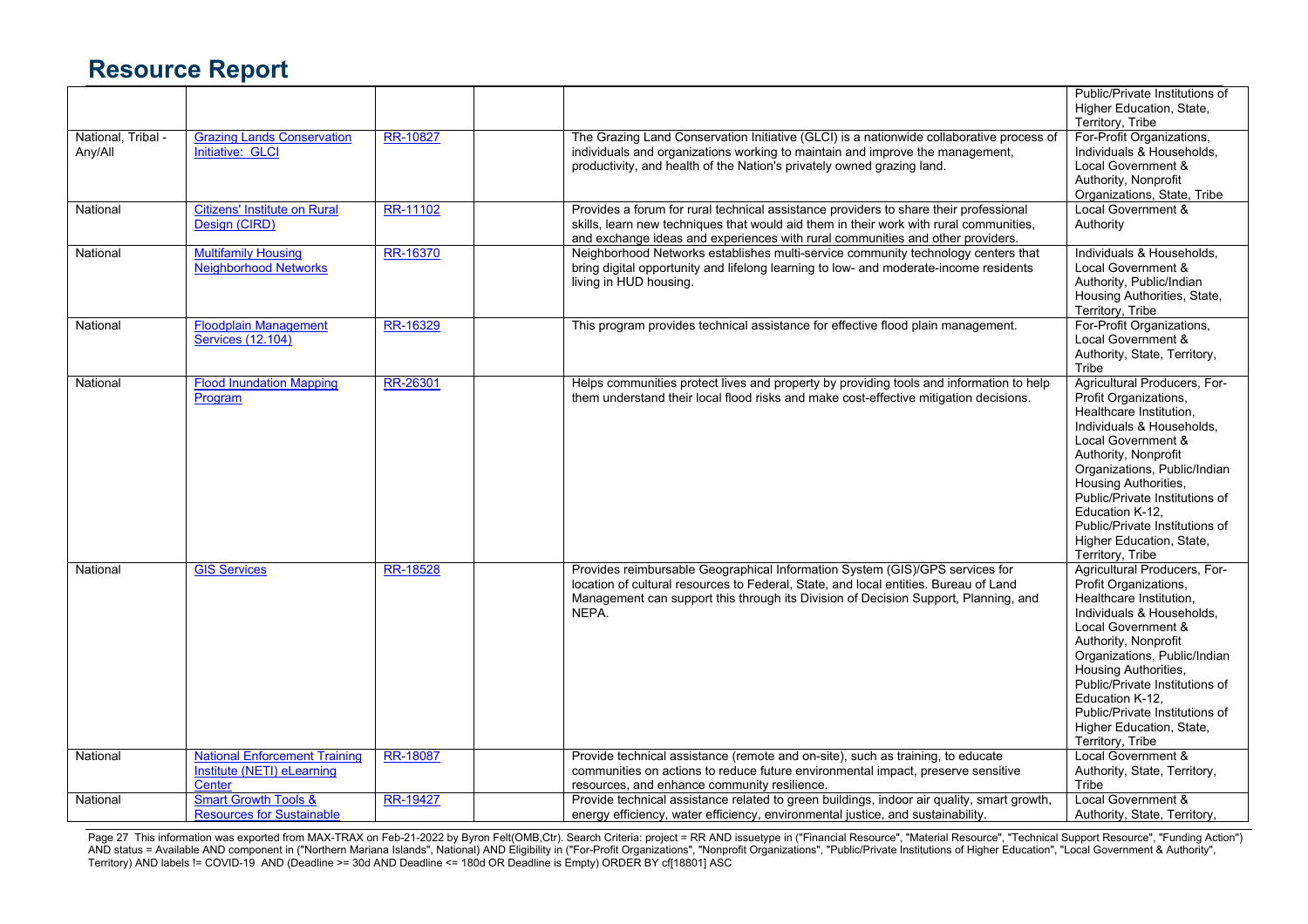# Resource Report

| | | | | | |
|---|---|---|---|---|---|
| | | | | | Public/Private Institutions of Higher Education, State, Territory, Tribe |
| National, Tribal - Any/All | Grazing Lands Conservation Initiative: GLCI | RR-10827 | | The Grazing Land Conservation Initiative (GLCI) is a nationwide collaborative process of individuals and organizations working to maintain and improve the management, productivity, and health of the Nation's privately owned grazing land. | For-Profit Organizations, Individuals & Households, Local Government & Authority, Nonprofit Organizations, State, Tribe |
| National | Citizens' Institute on Rural Design (CIRD) | RR-11102 | | Provides a forum for rural technical assistance providers to share their professional skills, learn new techniques that would aid them in their work with rural communities, and exchange ideas and experiences with rural communities and other providers. | Local Government & Authority |
| National | Multifamily Housing Neighborhood Networks | RR-16370 | | Neighborhood Networks establishes multi-service community technology centers that bring digital opportunity and lifelong learning to low- and moderate-income residents living in HUD housing. | Individuals & Households, Local Government & Authority, Public/Indian Housing Authorities, State, Territory, Tribe |
| National | Floodplain Management Services (12.104) | RR-16329 | | This program provides technical assistance for effective flood plain management. | For-Profit Organizations, Local Government & Authority, State, Territory, Tribe |
| National | Flood Inundation Mapping Program | RR-26301 | | Helps communities protect lives and property by providing tools and information to help them understand their local flood risks and make cost-effective mitigation decisions. | Agricultural Producers, For-Profit Organizations, Healthcare Institution, Individuals & Households, Local Government & Authority, Nonprofit Organizations, Public/Indian Housing Authorities, Public/Private Institutions of Education K-12, Public/Private Institutions of Higher Education, State, Territory, Tribe |
| National | GIS Services | RR-18528 | | Provides reimbursable Geographical Information System (GIS)/GPS services for location of cultural resources to Federal, State, and local entities. Bureau of Land Management can support this through its Division of Decision Support, Planning, and NEPA. | Agricultural Producers, For-Profit Organizations, Healthcare Institution, Individuals & Households, Local Government & Authority, Nonprofit Organizations, Public/Indian Housing Authorities, Public/Private Institutions of Education K-12, Public/Private Institutions of Higher Education, State, Territory, Tribe |
| National | National Enforcement Training Institute (NETI) eLearning Center | RR-18087 | | Provide technical assistance (remote and on-site), such as training, to educate communities on actions to reduce future environmental impact, preserve sensitive resources, and enhance community resilience. | Local Government & Authority, State, Territory, Tribe |
| National | Smart Growth Tools & Resources for Sustainable | RR-19427 | | Provide technical assistance related to green buildings, indoor air quality, smart growth, energy efficiency, water efficiency, environmental justice, and sustainability. | Local Government & Authority, State, Territory, |

This information was exported from MAX-TRAX on Feb-21-2022 by Byron Felt(OMB,Ctr). Search Criteria: project = RR AND issuetype in ("Financial Resource", "Material Resource", "Technical Support Resource", "Funding Action") AND status = Available AND component in ("Northern Mariana Islands", National) AND Eligibility in ("For-Profit Organizations", "Nonprofit Organizations", "Public/Private Institutions of Higher Education", "Local Government & Authority", Territory) AND labels != COVID-19 AND (Deadline >= 30d AND Deadline <= 180d OR Deadline is Empty) ORDER BY cf[18801] ASC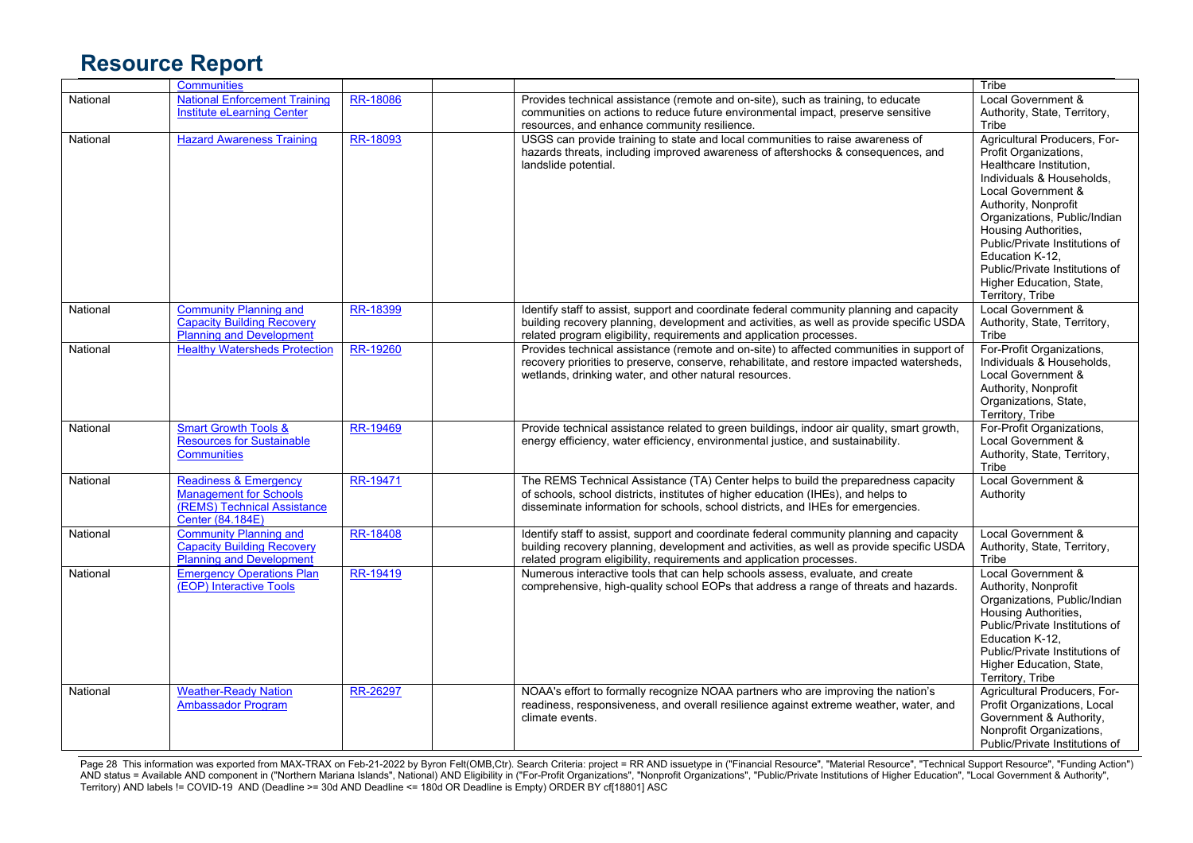# Resource Report

| | | | | | |
|---|---|---|---|---|---|
| | Communities | | | | Tribe |
| National | National Enforcement Training Institute eLearning Center | RR-18086 | | Provides technical assistance (remote and on-site), such as training, to educate communities on actions to reduce future environmental impact, preserve sensitive resources, and enhance community resilience. | Local Government & Authority, State, Territory, Tribe |
| National | Hazard Awareness Training | RR-18093 | | USGS can provide training to state and local communities to raise awareness of hazards threats, including improved awareness of aftershocks & consequences, and landslide potential. | Agricultural Producers, For-Profit Organizations, Healthcare Institution, Individuals & Households, Local Government & Authority, Nonprofit Organizations, Public/Indian Housing Authorities, Public/Private Institutions of Education K-12, Public/Private Institutions of Higher Education, State, Territory, Tribe |
| National | Community Planning and Capacity Building Recovery Planning and Development | RR-18399 | | Identify staff to assist, support and coordinate federal community planning and capacity building recovery planning, development and activities, as well as provide specific USDA related program eligibility, requirements and application processes. | Local Government & Authority, State, Territory, Tribe |
| National | Healthy Watersheds Protection | RR-19260 | | Provides technical assistance (remote and on-site) to affected communities in support of recovery priorities to preserve, conserve, rehabilitate, and restore impacted watersheds, wetlands, drinking water, and other natural resources. | For-Profit Organizations, Individuals & Households, Local Government & Authority, Nonprofit Organizations, State, Territory, Tribe |
| National | Smart Growth Tools & Resources for Sustainable Communities | RR-19469 | | Provide technical assistance related to green buildings, indoor air quality, smart growth, energy efficiency, water efficiency, environmental justice, and sustainability. | For-Profit Organizations, Local Government & Authority, State, Territory, Tribe |
| National | Readiness & Emergency Management for Schools (REMS) Technical Assistance Center (84.184E) | RR-19471 | | The REMS Technical Assistance (TA) Center helps to build the preparedness capacity of schools, school districts, institutes of higher education (IHEs), and helps to disseminate information for schools, school districts, and IHEs for emergencies. | Local Government & Authority |
| National | Community Planning and Capacity Building Recovery Planning and Development | RR-18408 | | Identify staff to assist, support and coordinate federal community planning and capacity building recovery planning, development and activities, as well as provide specific USDA related program eligibility, requirements and application processes. | Local Government & Authority, State, Territory, Tribe |
| National | Emergency Operations Plan (EOP) Interactive Tools | RR-19419 | | Numerous interactive tools that can help schools assess, evaluate, and create comprehensive, high-quality school EOPs that address a range of threats and hazards. | Local Government & Authority, Nonprofit Organizations, Public/Indian Housing Authorities, Public/Private Institutions of Education K-12, Public/Private Institutions of Higher Education, State, Territory, Tribe |
| National | Weather-Ready Nation Ambassador Program | RR-26297 | | NOAA's effort to formally recognize NOAA partners who are improving the nation's readiness, responsiveness, and overall resilience against extreme weather, water, and climate events. | Agricultural Producers, For-Profit Organizations, Local Government & Authority, Nonprofit Organizations, Public/Private Institutions of |

This information was exported from MAX-TRAX on Feb-21-2022 by Byron Felt(OMB,Ctr). Search Criteria: project = RR AND issuetype in ("Financial Resource", "Material Resource", "Technical Support Resource", "Funding Action") AND status = Available AND component in ("Northern Mariana Islands", National) AND Eligibility in ("For-Profit Organizations", "Nonprofit Organizations", "Public/Private Institutions of Higher Education", "Local Government & Authority", Territory) AND labels != COVID-19 AND (Deadline >= 30d AND Deadline <= 180d OR Deadline is Empty) ORDER BY cf[18801] ASC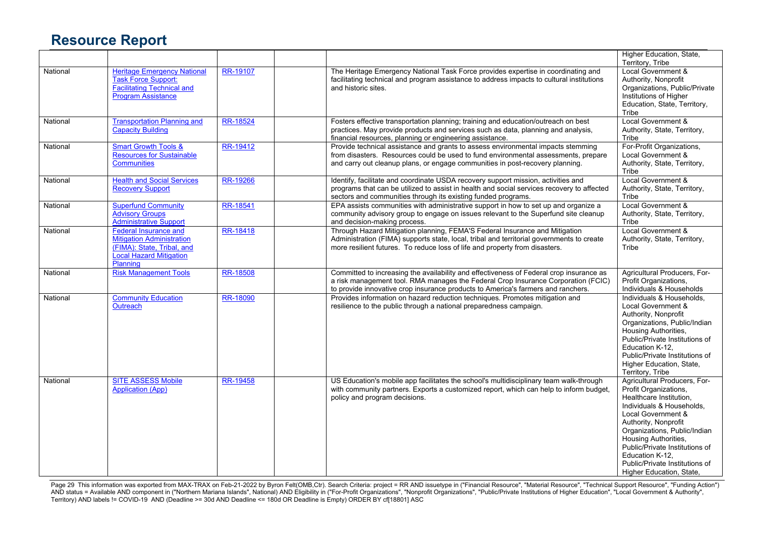# Resource Report

| | | | | | |
|---|---|---|---|---|---|
| | | | | | Higher Education, State, Territory, Tribe |
| National | Heritage Emergency National Task Force Support: Facilitating Technical and Program Assistance | RR-19107 | | The Heritage Emergency National Task Force provides expertise in coordinating and facilitating technical and program assistance to address impacts to cultural institutions and historic sites. | Local Government & Authority, Nonprofit Organizations, Public/Private Institutions of Higher Education, State, Territory, Tribe |
| National | Transportation Planning and Capacity Building | RR-18524 | | Fosters effective transportation planning; training and education/outreach on best practices. May provide products and services such as data, planning and analysis, financial resources, planning or engineering assistance. | Local Government & Authority, State, Territory, Tribe |
| National | Smart Growth Tools & Resources for Sustainable Communities | RR-19412 | | Provide technical assistance and grants to assess environmental impacts stemming from disasters. Resources could be used to fund environmental assessments, prepare and carry out cleanup plans, or engage communities in post-recovery planning. | For-Profit Organizations, Local Government & Authority, State, Territory, Tribe |
| National | Health and Social Services Recovery Support | RR-19266 | | Identify, facilitate and coordinate USDA recovery support mission, activities and programs that can be utilized to assist in health and social services recovery to affected sectors and communities through its existing funded programs. | Local Government & Authority, State, Territory, Tribe |
| National | Superfund Community Advisory Groups Administrative Support | RR-18541 | | EPA assists communities with administrative support in how to set up and organize a community advisory group to engage on issues relevant to the Superfund site cleanup and decision-making process. | Local Government & Authority, State, Territory, Tribe |
| National | Federal Insurance and Mitigation Administration (FIMA): State, Tribal, and Local Hazard Mitigation Planning | RR-18418 | | Through Hazard Mitigation planning, FEMA'S Federal Insurance and Mitigation Administration (FIMA) supports state, local, tribal and territorial governments to create more resilient futures. To reduce loss of life and property from disasters. | Local Government & Authority, State, Territory, Tribe |
| National | Risk Management Tools | RR-18508 | | Committed to increasing the availability and effectiveness of Federal crop insurance as a risk management tool. RMA manages the Federal Crop Insurance Corporation (FCIC) to provide innovative crop insurance products to America's farmers and ranchers. | Agricultural Producers, For-Profit Organizations, Individuals & Households |
| National | Community Education Outreach | RR-18090 | | Provides information on hazard reduction techniques. Promotes mitigation and resilience to the public through a national preparedness campaign. | Individuals & Households, Local Government & Authority, Nonprofit Organizations, Public/Indian Housing Authorities, Public/Private Institutions of Education K-12, Public/Private Institutions of Higher Education, State, Territory, Tribe |
| National | SITE ASSESS Mobile Application (App) | RR-19458 | | US Education's mobile app facilitates the school's multidisciplinary team walk-through with community partners. Exports a customized report, which can help to inform budget, policy and program decisions. | Agricultural Producers, For-Profit Organizations, Healthcare Institution, Individuals & Households, Local Government & Authority, Nonprofit Organizations, Public/Indian Housing Authorities, Public/Private Institutions of Education K-12, Public/Private Institutions of Higher Education, State, |

This information was exported from MAX-TRAX on Feb-21-2022 by Byron Felt(OMB,Ctr). Search Criteria: project = RR AND issuetype in ("Financial Resource", "Material Resource", "Technical Support Resource", "Funding Action") AND status = Available AND component in ("Northern Mariana Islands", National) AND Eligibility in ("For-Profit Organizations", "Nonprofit Organizations", "Public/Private Institutions of Higher Education", "Local Government & Authority", Territory) AND labels != COVID-19 AND (Deadline >= 30d AND Deadline <= 180d OR Deadline is Empty) ORDER BY cf[18801] ASC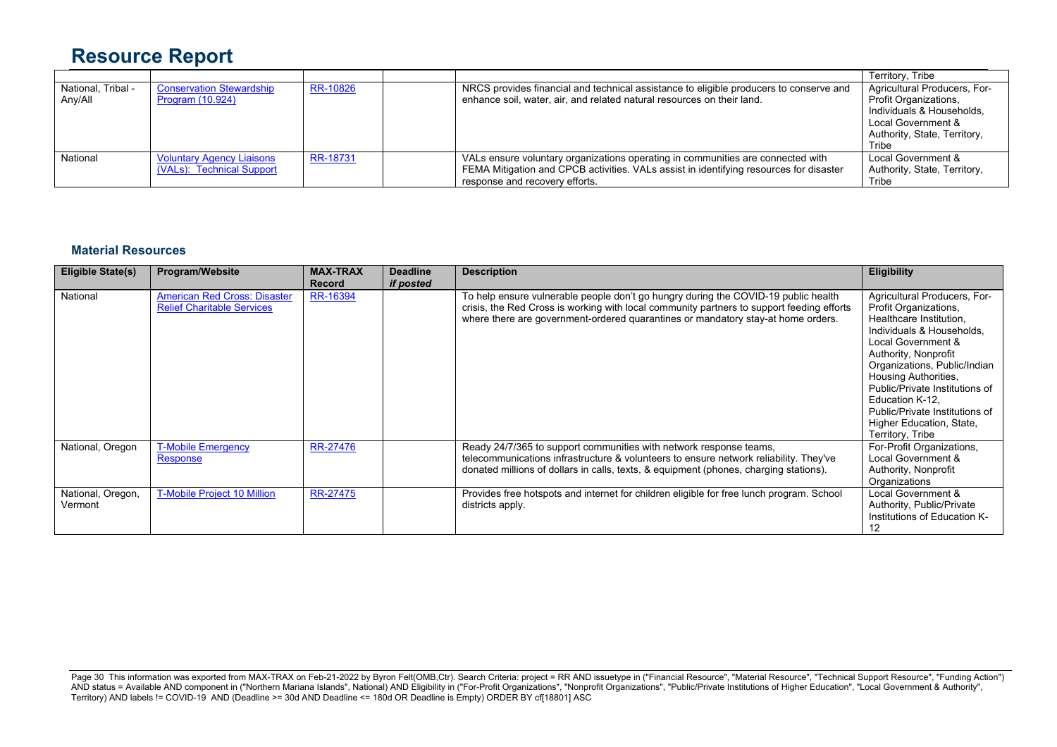# Resource Report

| | | | | | |
|---|---|---|---|---|---|
| | | | | | Territory, Tribe |
| National, Tribal - Any/All | Conservation Stewardship Program (10.924) | RR-10826 | | NRCS provides financial and technical assistance to eligible producers to conserve and enhance soil, water, air, and related natural resources on their land. | Agricultural Producers, For-Profit Organizations, Individuals & Households, Local Government & Authority, State, Territory, Tribe |
| National | Voluntary Agency Liaisons (VALs): Technical Support | RR-18731 | | VALs ensure voluntary organizations operating in communities are connected with FEMA Mitigation and CPCB activities. VALs assist in identifying resources for disaster response and recovery efforts. | Local Government & Authority, State, Territory, Tribe |

### Material Resources

| Eligible State(s) | Program/Website | MAX-TRAX Record | Deadline *if posted* | Description | Eligibility |
|---|---|---|---|---|---|
| National | American Red Cross: Disaster Relief Charitable Services | RR-16394 | | To help ensure vulnerable people don't go hungry during the COVID-19 public health crisis, the Red Cross is working with local community partners to support feeding efforts where there are government-ordered quarantines or mandatory stay-at home orders. | Agricultural Producers, For-Profit Organizations, Healthcare Institution, Individuals & Households, Local Government & Authority, Nonprofit Organizations, Public/Indian Housing Authorities, Public/Private Institutions of Education K-12, Public/Private Institutions of Higher Education, State, Territory, Tribe |
| National, Oregon | T-Mobile Emergency Response | RR-27476 | | Ready 24/7/365 to support communities with network response teams, telecommunications infrastructure & volunteers to ensure network reliability. They've donated millions of dollars in calls, texts, & equipment (phones, charging stations). | For-Profit Organizations, Local Government & Authority, Nonprofit Organizations |
| National, Oregon, Vermont | T-Mobile Project 10 Million | RR-27475 | | Provides free hotspots and internet for children eligible for free lunch program. School districts apply. | Local Government & Authority, Public/Private Institutions of Education K-12 |

This information was exported from MAX-TRAX on Feb-21-2022 by Byron Felt(OMB,Ctr). Search Criteria: project = RR AND issuetype in ("Financial Resource", "Material Resource", "Technical Support Resource", "Funding Action") AND status = Available AND component in ("Northern Mariana Islands", National) AND Eligibility in ("For-Profit Organizations", "Nonprofit Organizations", "Public/Private Institutions of Higher Education", "Local Government & Authority", Territory) AND labels != COVID-19 AND (Deadline >= 30d AND Deadline <= 180d OR Deadline is Empty) ORDER BY cf[18801] ASC